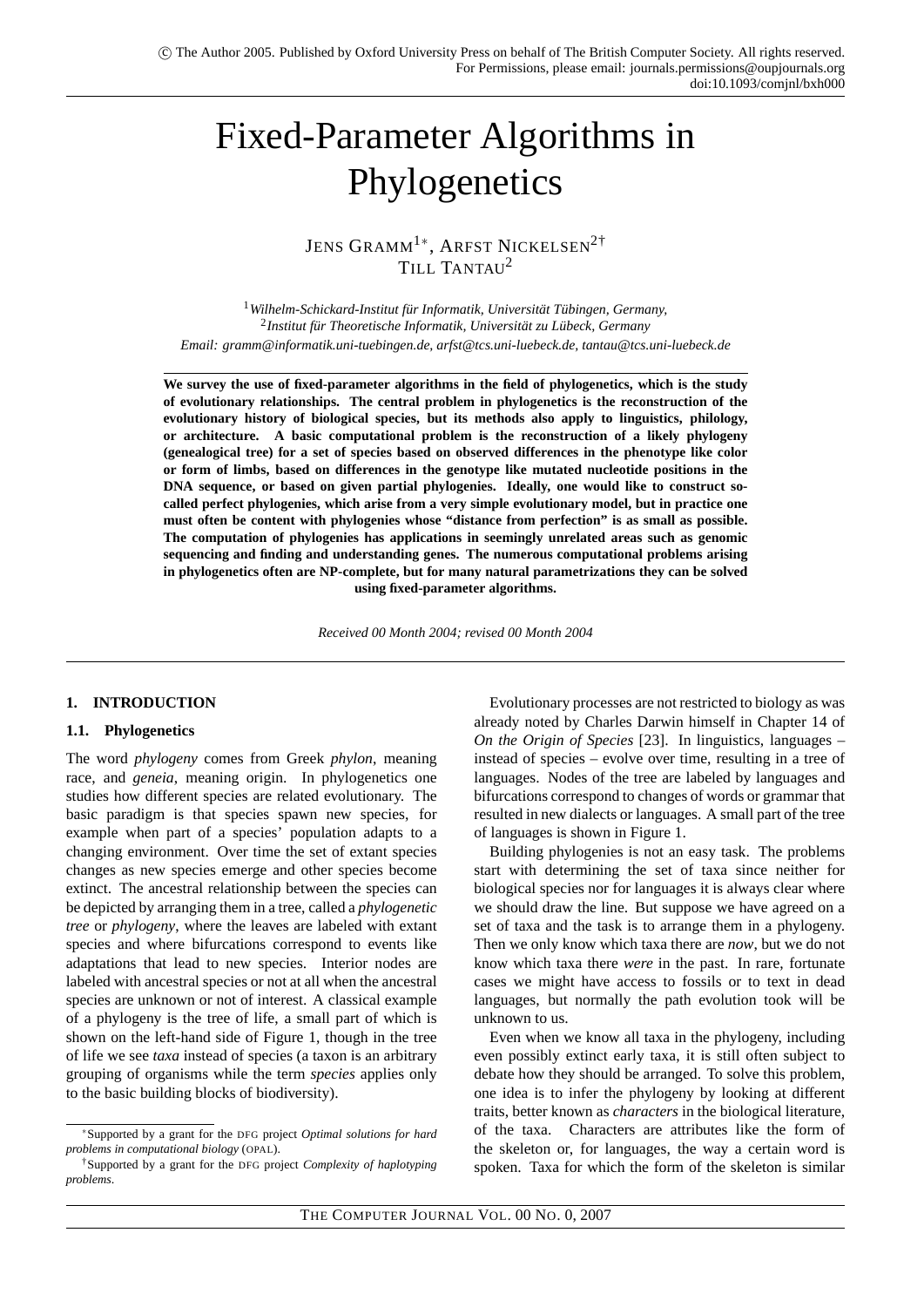# Fixed-Parameter Algorithms in Phylogenetics

JENS GRAMM[1*], ARFST NICKELSEN[2†]
TILL TANTAU[2]

[1]*Wilhelm-Schickard-Institut für Informatik, Universität Tübingen, Germany,*
[2]*Institut für Theoretische Informatik, Universität zu Lübeck, Germany*
*Email: gramm@informatik.uni-tuebingen.de, arfst@tcs.uni-luebeck.de, tantau@tcs.uni-luebeck.de*

**We survey the use of fixed-parameter algorithms in the field of phylogenetics, which is the study of evolutionary relationships. The central problem in phylogenetics is the reconstruction of the evolutionary history of biological species, but its methods also apply to linguistics, philology, or architecture. A basic computational problem is the reconstruction of a likely phylogeny (genealogical tree) for a set of species based on observed differences in the phenotype like color or form of limbs, based on differences in the genotype like mutated nucleotide positions in the DNA sequence, or based on given partial phylogenies. Ideally, one would like to construct so-called perfect phylogenies, which arise from a very simple evolutionary model, but in practice one must often be content with phylogenies whose "distance from perfection" is as small as possible. The computation of phylogenies has applications in seemingly unrelated areas such as genomic sequencing and finding and understanding genes. The numerous computational problems arising in phylogenetics often are NP-complete, but for many natural parametrizations they can be solved using fixed-parameter algorithms.**

*Received 00 Month 2004; revised 00 Month 2004*

## 1. INTRODUCTION

### 1.1. Phylogenetics

The word *phylogeny* comes from Greek *phylon*, meaning race, and *geneia*, meaning origin. In phylogenetics one studies how different species are related evolutionary. The basic paradigm is that species spawn new species, for example when part of a species' population adapts to a changing environment. Over time the set of extant species changes as new species emerge and other species become extinct. The ancestral relationship between the species can be depicted by arranging them in a tree, called a *phylogenetic tree* or *phylogeny*, where the leaves are labeled with extant species and where bifurcations correspond to events like adaptations that lead to new species. Interior nodes are labeled with ancestral species or not at all when the ancestral species are unknown or not of interest. A classical example of a phylogeny is the tree of life, a small part of which is shown on the left-hand side of Figure 1, though in the tree of life we see *taxa* instead of species (a taxon is an arbitrary grouping of organisms while the term *species* applies only to the basic building blocks of biodiversity).

Evolutionary processes are not restricted to biology as was already noted by Charles Darwin himself in Chapter 14 of *On the Origin of Species* [23]. In linguistics, languages – instead of species – evolve over time, resulting in a tree of languages. Nodes of the tree are labeled by languages and bifurcations correspond to changes of words or grammar that resulted in new dialects or languages. A small part of the tree of languages is shown in Figure 1.

Building phylogenies is not an easy task. The problems start with determining the set of taxa since neither for biological species nor for languages it is always clear where we should draw the line. But suppose we have agreed on a set of taxa and the task is to arrange them in a phylogeny. Then we only know which taxa there are *now*, but we do not know which taxa there *were* in the past. In rare, fortunate cases we might have access to fossils or to text in dead languages, but normally the path evolution took will be unknown to us.

Even when we know all taxa in the phylogeny, including even possibly extinct early taxa, it is still often subject to debate how they should be arranged. To solve this problem, one idea is to infer the phylogeny by looking at different traits, better known as *characters* in the biological literature, of the taxa. Characters are attributes like the form of the skeleton or, for languages, the way a certain word is spoken. Taxa for which the form of the skeleton is similar

*Supported by a grant for the DFG project *Optimal solutions for hard problems in computational biology* (OPAL).

†Supported by a grant for the DFG project *Complexity of haplotyping problems*.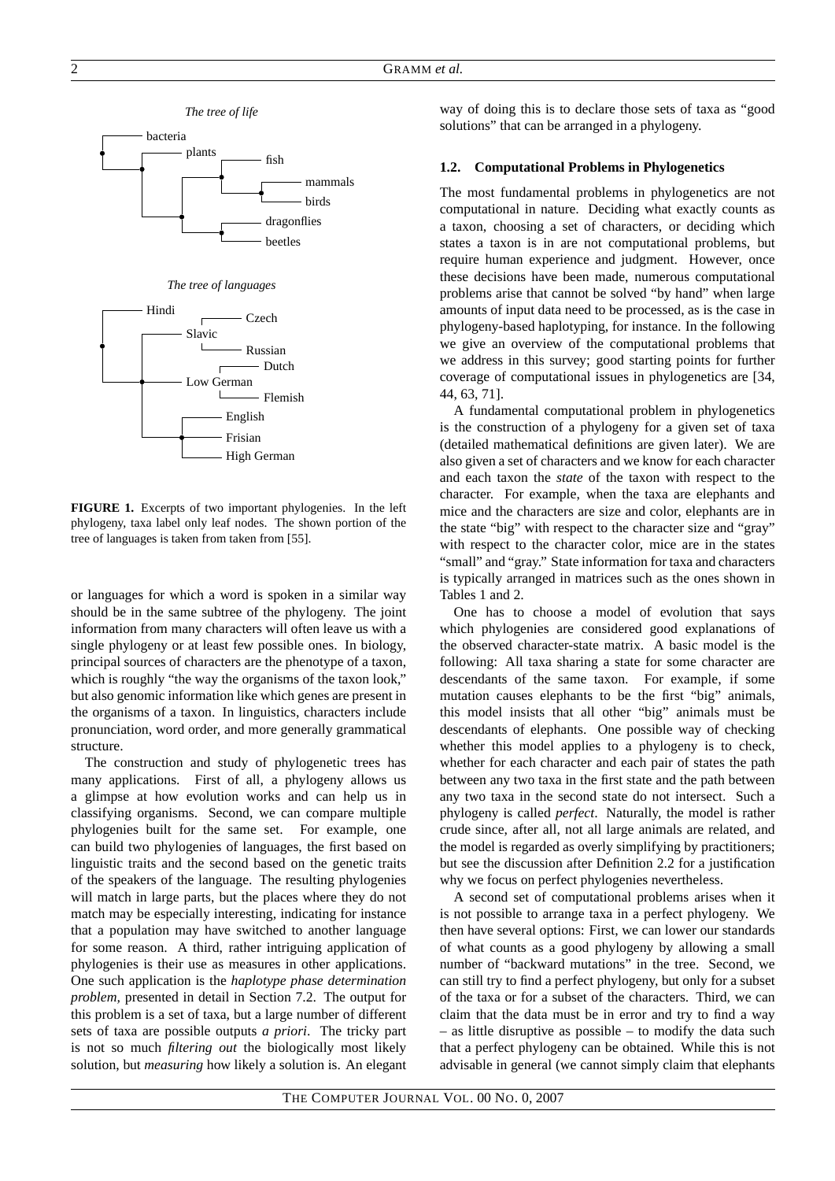*The tree of life*

*The tree of languages*

**FIGURE 1.** Excerpts of two important phylogenies. In the left phylogeny, taxa label only leaf nodes. The shown portion of the tree of languages is taken from taken from [55].

or languages for which a word is spoken in a similar way should be in the same subtree of the phylogeny. The joint information from many characters will often leave us with a single phylogeny or at least few possible ones. In biology, principal sources of characters are the phenotype of a taxon, which is roughly "the way the organisms of the taxon look," but also genomic information like which genes are present in the organisms of a taxon. In linguistics, characters include pronunciation, word order, and more generally grammatical structure.

The construction and study of phylogenetic trees has many applications. First of all, a phylogeny allows us a glimpse at how evolution works and can help us in classifying organisms. Second, we can compare multiple phylogenies built for the same set. For example, one can build two phylogenies of languages, the first based on linguistic traits and the second based on the genetic traits of the speakers of the language. The resulting phylogenies will match in large parts, but the places where they do not match may be especially interesting, indicating for instance that a population may have switched to another language for some reason. A third, rather intriguing application of phylogenies is their use as measures in other applications. One such application is the *haplotype phase determination problem,* presented in detail in Section 7.2. The output for this problem is a set of taxa, but a large number of different sets of taxa are possible outputs *a priori*. The tricky part is not so much *filtering out* the biologically most likely solution, but *measuring* how likely a solution is. An elegant way of doing this is to declare those sets of taxa as "good solutions" that can be arranged in a phylogeny.

### 1.2. Computational Problems in Phylogenetics

The most fundamental problems in phylogenetics are not computational in nature. Deciding what exactly counts as a taxon, choosing a set of characters, or deciding which states a taxon is in are not computational problems, but require human experience and judgment. However, once these decisions have been made, numerous computational problems arise that cannot be solved "by hand" when large amounts of input data need to be processed, as is the case in phylogeny-based haplotyping, for instance. In the following we give an overview of the computational problems that we address in this survey; good starting points for further coverage of computational issues in phylogenetics are [34, 44, 63, 71].

A fundamental computational problem in phylogenetics is the construction of a phylogeny for a given set of taxa (detailed mathematical definitions are given later). We are also given a set of characters and we know for each character and each taxon the *state* of the taxon with respect to the character. For example, when the taxa are elephants and mice and the characters are size and color, elephants are in the state "big" with respect to the character size and "gray" with respect to the character color, mice are in the states "small" and "gray." State information for taxa and characters is typically arranged in matrices such as the ones shown in Tables 1 and 2.

One has to choose a model of evolution that says which phylogenies are considered good explanations of the observed character-state matrix. A basic model is the following: All taxa sharing a state for some character are descendants of the same taxon. For example, if some mutation causes elephants to be the first "big" animals, this model insists that all other "big" animals must be descendants of elephants. One possible way of checking whether this model applies to a phylogeny is to check, whether for each character and each pair of states the path between any two taxa in the first state and the path between any two taxa in the second state do not intersect. Such a phylogeny is called *perfect*. Naturally, the model is rather crude since, after all, not all large animals are related, and the model is regarded as overly simplifying by practitioners; but see the discussion after Definition 2.2 for a justification why we focus on perfect phylogenies nevertheless.

A second set of computational problems arises when it is not possible to arrange taxa in a perfect phylogeny. We then have several options: First, we can lower our standards of what counts as a good phylogeny by allowing a small number of "backward mutations" in the tree. Second, we can still try to find a perfect phylogeny, but only for a subset of the taxa or for a subset of the characters. Third, we can claim that the data must be in error and try to find a way – as little disruptive as possible – to modify the data such that a perfect phylogeny can be obtained. While this is not advisable in general (we cannot simply claim that elephants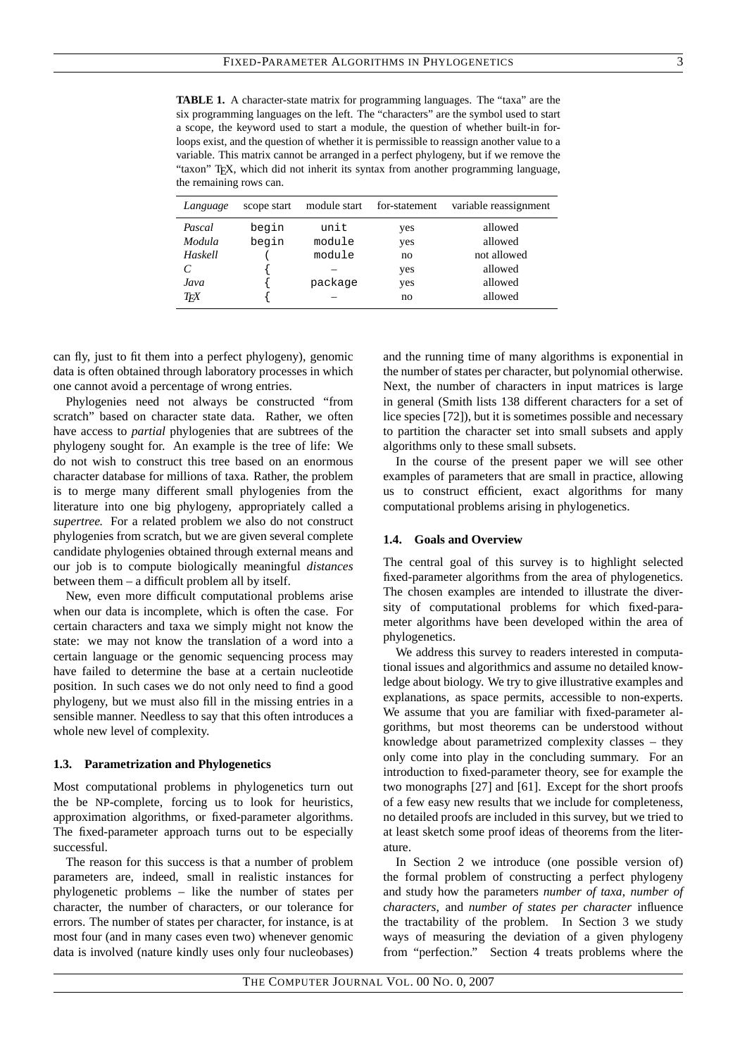**TABLE 1.** A character-state matrix for programming languages. The "taxa" are the six programming languages on the left. The "characters" are the symbol used to start a scope, the keyword used to start a module, the question of whether built-in for-loops exist, and the question of whether it is permissible to reassign another value to a variable. This matrix cannot be arranged in a perfect phylogeny, but if we remove the "taxon" TEX, which did not inherit its syntax from another programming language, the remaining rows can.

| *Language* | scope start | module start | for-statement | variable reassignment |
|---|---|---|---|---|
| *Pascal* | `begin` | `unit` | yes | allowed |
| *Modula* | `begin` | `module` | yes | allowed |
| *Haskell* | `(` | `module` | no | not allowed |
| *C* | `{` | – | yes | allowed |
| *Java* | `{` | `package` | yes | allowed |
| *TEX* | `{` | – | no | allowed |

can fly, just to fit them into a perfect phylogeny), genomic data is often obtained through laboratory processes in which one cannot avoid a percentage of wrong entries.

Phylogenies need not always be constructed "from scratch" based on character state data. Rather, we often have access to *partial* phylogenies that are subtrees of the phylogeny sought for. An example is the tree of life: We do not wish to construct this tree based on an enormous character database for millions of taxa. Rather, the problem is to merge many different small phylogenies from the literature into one big phylogeny, appropriately called a *supertree.* For a related problem we also do not construct phylogenies from scratch, but we are given several complete candidate phylogenies obtained through external means and our job is to compute biologically meaningful *distances* between them – a difficult problem all by itself.

New, even more difficult computational problems arise when our data is incomplete, which is often the case. For certain characters and taxa we simply might not know the state: we may not know the translation of a word into a certain language or the genomic sequencing process may have failed to determine the base at a certain nucleotide position. In such cases we do not only need to find a good phylogeny, but we must also fill in the missing entries in a sensible manner. Needless to say that this often introduces a whole new level of complexity.

### 1.3. Parametrization and Phylogenetics

Most computational problems in phylogenetics turn out the be NP-complete, forcing us to look for heuristics, approximation algorithms, or fixed-parameter algorithms. The fixed-parameter approach turns out to be especially successful.

The reason for this success is that a number of problem parameters are, indeed, small in realistic instances for phylogenetic problems – like the number of states per character, the number of characters, or our tolerance for errors. The number of states per character, for instance, is at most four (and in many cases even two) whenever genomic data is involved (nature kindly uses only four nucleobases) and the running time of many algorithms is exponential in the number of states per character, but polynomial otherwise. Next, the number of characters in input matrices is large in general (Smith lists 138 different characters for a set of lice species [72]), but it is sometimes possible and necessary to partition the character set into small subsets and apply algorithms only to these small subsets.

In the course of the present paper we will see other examples of parameters that are small in practice, allowing us to construct efficient, exact algorithms for many computational problems arising in phylogenetics.

### 1.4. Goals and Overview

The central goal of this survey is to highlight selected fixed-parameter algorithms from the area of phylogenetics. The chosen examples are intended to illustrate the diversity of computational problems for which fixed-parameter algorithms have been developed within the area of phylogenetics.

We address this survey to readers interested in computational issues and algorithmics and assume no detailed knowledge about biology. We try to give illustrative examples and explanations, as space permits, accessible to non-experts. We assume that you are familiar with fixed-parameter algorithms, but most theorems can be understood without knowledge about parametrized complexity classes – they only come into play in the concluding summary. For an introduction to fixed-parameter theory, see for example the two monographs [27] and [61]. Except for the short proofs of a few easy new results that we include for completeness, no detailed proofs are included in this survey, but we tried to at least sketch some proof ideas of theorems from the literature.

In Section 2 we introduce (one possible version of) the formal problem of constructing a perfect phylogeny and study how the parameters *number of taxa*, *number of characters*, and *number of states per character* influence the tractability of the problem. In Section 3 we study ways of measuring the deviation of a given phylogeny from "perfection." Section 4 treats problems where the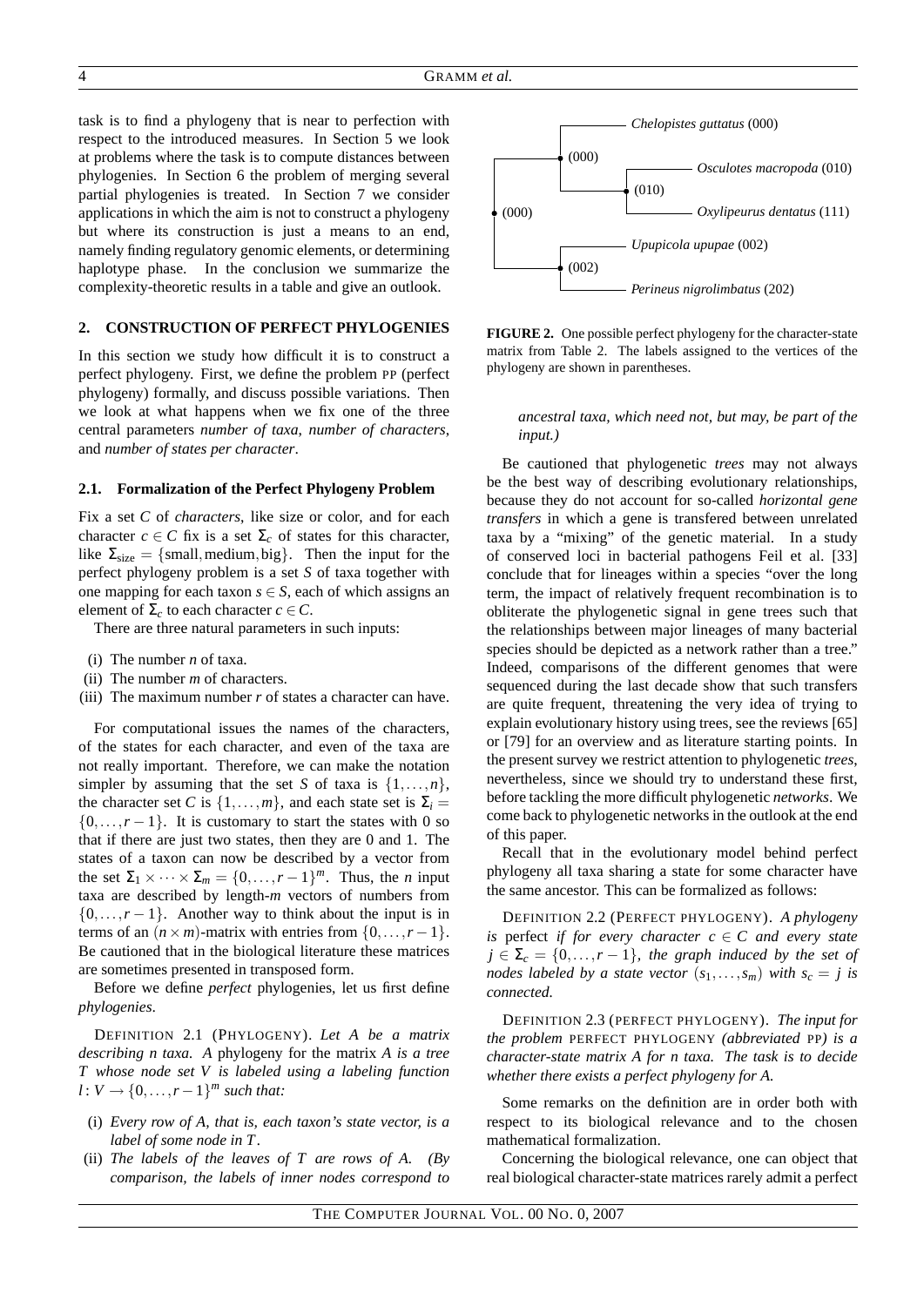task is to find a phylogeny that is near to perfection with respect to the introduced measures. In Section 5 we look at problems where the task is to compute distances between phylogenies. In Section 6 the problem of merging several partial phylogenies is treated. In Section 7 we consider applications in which the aim is not to construct a phylogeny but where its construction is just a means to an end, namely finding regulatory genomic elements, or determining haplotype phase. In the conclusion we summarize the complexity-theoretic results in a table and give an outlook.

## 2. CONSTRUCTION OF PERFECT PHYLOGENIES

In this section we study how difficult it is to construct a perfect phylogeny. First, we define the problem PP (perfect phylogeny) formally, and discuss possible variations. Then we look at what happens when we fix one of the three central parameters *number of taxa*, *number of characters*, and *number of states per character*.

### 2.1. Formalization of the Perfect Phylogeny Problem

Fix a set $C$ of *characters*, like size or color, and for each character $c \in C$ fix is a set $\Sigma_c$ of states for this character, like $\Sigma_{\text{size}} = \{\text{small}, \text{medium}, \text{big}\}$. Then the input for the perfect phylogeny problem is a set $S$ of taxa together with one mapping for each taxon $s \in S$, each of which assigns an element of $\Sigma_c$ to each character $c \in C$.

There are three natural parameters in such inputs:

(i) The number $n$ of taxa.
(ii) The number $m$ of characters.
(iii) The maximum number $r$ of states a character can have.

For computational issues the names of the characters, of the states for each character, and even of the taxa are not really important. Therefore, we can make the notation simpler by assuming that the set $S$ of taxa is $\{1,\dots,n\}$, the character set $C$ is $\{1,\dots,m\}$, and each state set is $\Sigma_i = \{0,\dots,r-1\}$. It is customary to start the states with 0 so that if there are just two states, then they are 0 and 1. The states of a taxon can now be described by a vector from the set $\Sigma_1 \times \cdots \times \Sigma_m = \{0,\dots,r-1\}^m$. Thus, the $n$ input taxa are described by length-$m$ vectors of numbers from $\{0,\dots,r-1\}$. Another way to think about the input is in terms of an $(n \times m)$-matrix with entries from $\{0,\dots,r-1\}$. Be cautioned that in the biological literature these matrices are sometimes presented in transposed form.

Before we define *perfect* phylogenies, let us first define *phylogenies*.

DEFINITION 2.1 (PHYLOGENY). *Let $A$ be a matrix describing $n$ taxa. A* phylogeny *for the matrix $A$ is a tree $T$ whose node set $V$ is labeled using a labeling function $l\colon V \to \{0,\dots,r-1\}^m$ such that:*

(i) *Every row of $A$, that is, each taxon's state vector, is a label of some node in $T$.*
(ii) *The labels of the leaves of $T$ are rows of $A$. (By comparison, the labels of inner nodes correspond to ancestral taxa, which need not, but may, be part of the input.)*

*Chelopistes guttatus* (000), *Osculotes macropoda* (010), *Oxylipeurus dentatus* (111), *Upupicola upupae* (002), *Perineus nigrolimbatus* (202); inner nodes (000), (000), (010), (002)

**FIGURE 2.** One possible perfect phylogeny for the character-state matrix from Table 2. The labels assigned to the vertices of the phylogeny are shown in parentheses.

Be cautioned that phylogenetic *trees* may not always be the best way of describing evolutionary relationships, because they do not account for so-called *horizontal gene transfers* in which a gene is transfered between unrelated taxa by a "mixing" of the genetic material. In a study of conserved loci in bacterial pathogens Feil et al. [33] conclude that for lineages within a species "over the long term, the impact of relatively frequent recombination is to obliterate the phylogenetic signal in gene trees such that the relationships between major lineages of many bacterial species should be depicted as a network rather than a tree." Indeed, comparisons of the different genomes that were sequenced during the last decade show that such transfers are quite frequent, threatening the very idea of trying to explain evolutionary history using trees, see the reviews [65] or [79] for an overview and as literature starting points. In the present survey we restrict attention to phylogenetic *trees*, nevertheless, since we should try to understand these first, before tackling the more difficult phylogenetic *networks*. We come back to phylogenetic networks in the outlook at the end of this paper.

Recall that in the evolutionary model behind perfect phylogeny all taxa sharing a state for some character have the same ancestor. This can be formalized as follows:

DEFINITION 2.2 (PERFECT PHYLOGENY). *A phylogeny is* perfect *if for every character $c \in C$ and every state $j \in \Sigma_c = \{0,\dots,r-1\}$, the graph induced by the set of nodes labeled by a state vector $(s_1,\dots,s_m)$ with $s_c = j$ is connected.*

DEFINITION 2.3 (PERFECT PHYLOGENY). *The input for the problem* PERFECT PHYLOGENY *(abbreviated* PP*) is a character-state matrix $A$ for $n$ taxa. The task is to decide whether there exists a perfect phylogeny for $A$.*

Some remarks on the definition are in order both with respect to its biological relevance and to the chosen mathematical formalization.

Concerning the biological relevance, one can object that real biological character-state matrices rarely admit a perfect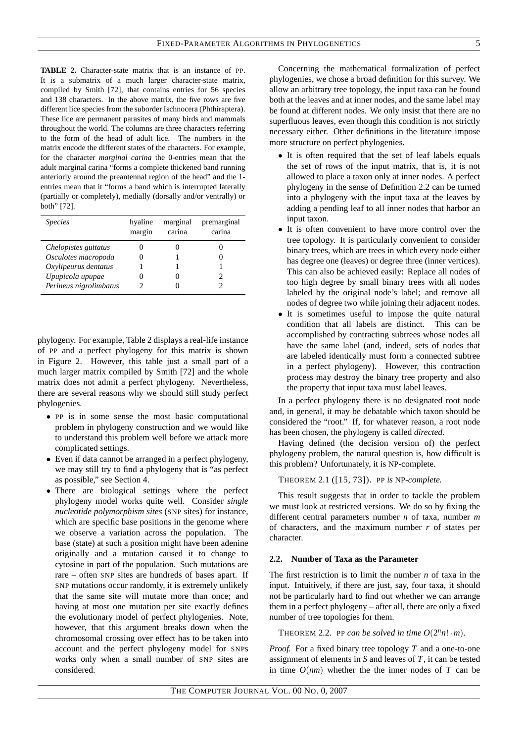**TABLE 2.** Character-state matrix that is an instance of PP. It is a submatrix of a much larger character-state matrix, compiled by Smith [72], that contains entries for 56 species and 138 characters. In the above matrix, the five rows are five different lice species from the suborder Ischnocera (Phthiraptera). These lice are permanent parasites of many birds and mammals throughout the world. The columns are three characters referring to the form of the head of adult lice. The numbers in the matrix encode the different states of the characters. For example, for the character *marginal carina* the 0-entries mean that the adult marginal carina "forms a complete thickened band running anteriorly around the preantennal region of the head" and the 1-entries mean that it "forms a band which is interrupted laterally (partially or completely), medially (dorsally and/or ventrally) or both" [72].

| *Species* | hyaline margin | marginal carina | premarginal carina |
|---|---|---|---|
| *Chelopistes guttatus* | 0 | 0 | 0 |
| *Osculotes macropoda* | 0 | 1 | 0 |
| *Oxylipeurus dentatus* | 1 | 1 | 1 |
| *Upupicola upupae* | 0 | 0 | 2 |
| *Perineus nigrolimbatus* | 2 | 0 | 2 |

phylogeny. For example, Table 2 displays a real-life instance of PP and a perfect phylogeny for this matrix is shown in Figure 2. However, this table just a small part of a much larger matrix compiled by Smith [72] and the whole matrix does not admit a perfect phylogeny. Nevertheless, there are several reasons why we should still study perfect phylogenies.

- PP is in some sense the most basic computational problem in phylogeny construction and we would like to understand this problem well before we attack more complicated settings.
- Even if data cannot be arranged in a perfect phylogeny, we may still try to find a phylogeny that is "as perfect as possible," see Section 4.
- There are biological settings where the perfect phylogeny model works quite well. Consider *single nucleotide polymorphism sites* (SNP sites) for instance, which are specific base positions in the genome where we observe a variation across the population. The base (state) at such a position might have been adenine originally and a mutation caused it to change to cytosine in part of the population. Such mutations are rare – often SNP sites are hundreds of bases apart. If SNP mutations occur randomly, it is extremely unlikely that the same site will mutate more than once; and having at most one mutation per site exactly defines the evolutionary model of perfect phylogenies. Note, however, that this argument breaks down when the chromosomal crossing over effect has to be taken into account and the perfect phylogeny model for SNPs works only when a small number of SNP sites are considered.

Concerning the mathematical formalization of perfect phylogenies, we chose a broad definition for this survey. We allow an arbitrary tree topology, the input taxa can be found both at the leaves and at inner nodes, and the same label may be found at different nodes. We only insist that there are no superfluous leaves, even though this condition is not strictly necessary either. Other definitions in the literature impose more structure on perfect phylogenies.

- It is often required that the set of leaf labels equals the set of rows of the input matrix, that is, it is not allowed to place a taxon only at inner nodes. A perfect phylogeny in the sense of Definition 2.2 can be turned into a phylogeny with the input taxa at the leaves by adding a pending leaf to all inner nodes that harbor an input taxon.
- It is often convenient to have more control over the tree topology. It is particularly convenient to consider binary trees, which are trees in which every node either has degree one (leaves) or degree three (inner vertices). This can also be achieved easily: Replace all nodes of too high degree by small binary trees with all nodes labeled by the original node's label; and remove all nodes of degree two while joining their adjacent nodes.
- It is sometimes useful to impose the quite natural condition that all labels are distinct. This can be accomplished by contracting subtrees whose nodes all have the same label (and, indeed, sets of nodes that are labeled identically must form a connected subtree in a perfect phylogeny). However, this contraction process may destroy the binary tree property and also the property that input taxa must label leaves.

In a perfect phylogeny there is no designated root node and, in general, it may be debatable which taxon should be considered the "root." If, for whatever reason, a root node has been chosen, the phylogeny is called *directed*.

Having defined (the decision version of) the perfect phylogeny problem, the natural question is, how difficult is this problem? Unfortunately, it is NP-complete.

THEOREM 2.1 ([15, 73]). *PP is NP-complete.*

This result suggests that in order to tackle the problem we must look at restricted versions. We do so by fixing the different central parameters number $n$ of taxa, number $m$ of characters, and the maximum number $r$ of states per character.

### 2.2. Number of Taxa as the Parameter

The first restriction is to limit the number $n$ of taxa in the input. Intuitively, if there are just, say, four taxa, it should not be particularly hard to find out whether we can arrange them in a perfect phylogeny – after all, there are only a fixed number of tree topologies for them.

THEOREM 2.2. *PP can be solved in time $O(2^n n! \cdot m)$.*

*Proof.* For a fixed binary tree topology $T$ and a one-to-one assignment of elements in $S$ and leaves of $T$, it can be tested in time $O(nm)$ whether the the inner nodes of $T$ can be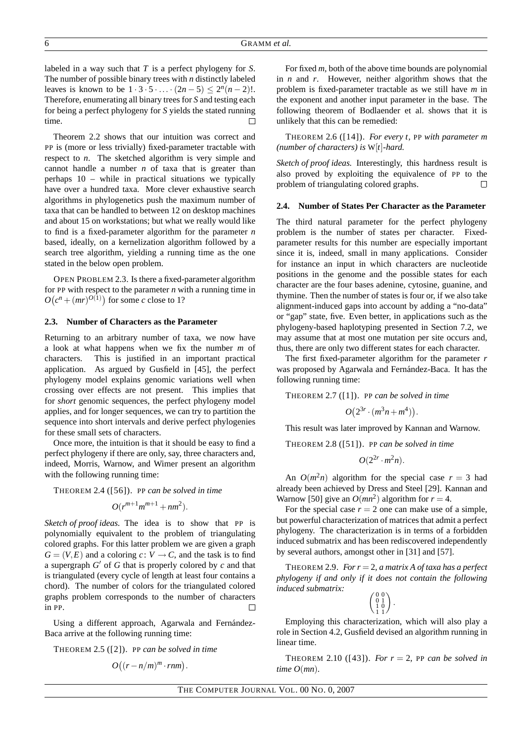labeled in a way such that $T$ is a perfect phylogeny for $S$. The number of possible binary trees with $n$ distinctly labeled leaves is known to be $1 \cdot 3 \cdot 5 \cdot \ldots \cdot (2n-5) \leq 2^n(n-2)!$. Therefore, enumerating all binary trees for $S$ and testing each for being a perfect phylogeny for $S$ yields the stated running time. □

Theorem 2.2 shows that our intuition was correct and PP is (more or less trivially) fixed-parameter tractable with respect to $n$. The sketched algorithm is very simple and cannot handle a number $n$ of taxa that is greater than perhaps 10 – while in practical situations we typically have over a hundred taxa. More clever exhaustive search algorithms in phylogenetics push the maximum number of taxa that can be handled to between 12 on desktop machines and about 15 on workstations; but what we really would like to find is a fixed-parameter algorithm for the parameter $n$ based, ideally, on a kernelization algorithm followed by a search tree algorithm, yielding a running time as the one stated in the below open problem.

OPEN PROBLEM 2.3. Is there a fixed-parameter algorithm for PP with respect to the parameter $n$ with a running time in $O\big(c^n + (mr)^{O(1)}\big)$ for some $c$ close to 1?

### 2.3. Number of Characters as the Parameter

Returning to an arbitrary number of taxa, we now have a look at what happens when we fix the number $m$ of characters. This is justified in an important practical application. As argued by Gusfield in [45], the perfect phylogeny model explains genomic variations well when crossing over effects are not present. This implies that for *short* genomic sequences, the perfect phylogeny model applies, and for longer sequences, we can try to partition the sequence into short intervals and derive perfect phylogenies for these small sets of characters.

Once more, the intuition is that it should be easy to find a perfect phylogeny if there are only, say, three characters and, indeed, Morris, Warnow, and Wimer present an algorithm with the following running time:

THEOREM 2.4 ([56]). *PP can be solved in time*

$$O(r^{m+1}m^{m+1} + nm^2).$$

*Sketch of proof ideas.* The idea is to show that PP is polynomially equivalent to the problem of triangulating colored graphs. For this latter problem we are given a graph $G = (V,E)$ and a coloring $c\colon V \to C$, and the task is to find a supergraph $G'$ of $G$ that is properly colored by $c$ and that is triangulated (every cycle of length at least four contains a chord). The number of colors for the triangulated colored graphs problem corresponds to the number of characters in PP. □

Using a different approach, Agarwala and Fernández-Baca arrive at the following running time:

THEOREM 2.5 ([2]). *PP can be solved in time*

$$O\big((r-n/m)^m \cdot rnm\big).$$

For fixed $m$, both of the above time bounds are polynomial in $n$ and $r$. However, neither algorithm shows that the problem is fixed-parameter tractable as we still have $m$ in the exponent and another input parameter in the base. The following theorem of Bodlaender et al. shows that it is unlikely that this can be remedied:

THEOREM 2.6 ([14]). *For every $t$, PP with parameter $m$ (number of characters) is W$[t]$-hard.*

*Sketch of proof ideas.* Interestingly, this hardness result is also proved by exploiting the equivalence of PP to the problem of triangulating colored graphs. □

### 2.4. Number of States Per Character as the Parameter

The third natural parameter for the perfect phylogeny problem is the number of states per character. Fixed-parameter results for this number are especially important since it is, indeed, small in many applications. Consider for instance an input in which characters are nucleotide positions in the genome and the possible states for each character are the four bases adenine, cytosine, guanine, and thymine. Then the number of states is four or, if we also take alignment-induced gaps into account by adding a "no-data" or "gap" state, five. Even better, in applications such as the phylogeny-based haplotyping presented in Section 7.2, we may assume that at most one mutation per site occurs and, thus, there are only two different states for each character.

The first fixed-parameter algorithm for the parameter $r$ was proposed by Agarwala and Fernández-Baca. It has the following running time:

THEOREM 2.7 ([1]). *PP can be solved in time*

$$O\big(2^{3r} \cdot (m^3n + m^4)\big).$$

This result was later improved by Kannan and Warnow.

THEOREM 2.8 ([51]). *PP can be solved in time*

$$O(2^{2r} \cdot m^2 n).$$

An $O(m^2n)$ algorithm for the special case $r = 3$ had already been achieved by Dress and Steel [29]. Kannan and Warnow [50] give an $O(mn^2)$ algorithm for $r = 4$.

For the special case $r = 2$ one can make use of a simple, but powerful characterization of matrices that admit a perfect phylogeny. The characterization is in terms of a forbidden induced submatrix and has been rediscovered independently by several authors, amongst other in [31] and [57].

THEOREM 2.9. *For $r = 2$, a matrix $A$ of taxa has a perfect phylogeny if and only if it does not contain the following induced submatrix:*

$$\begin{pmatrix} 0 & 0 \\ 0 & 1 \\ 1 & 0 \\ 1 & 1 \end{pmatrix}.$$

Employing this characterization, which will also play a role in Section 4.2, Gusfield devised an algorithm running in linear time.

THEOREM 2.10 ([43]). *For $r = 2$, PP can be solved in time $O(mn)$.*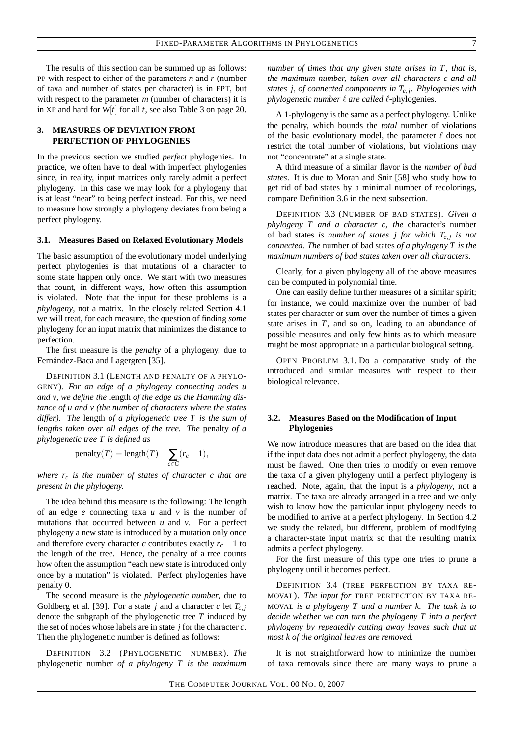The results of this section can be summed up as follows: PP with respect to either of the parameters $n$ and $r$ (number of taxa and number of states per character) is in FPT, but with respect to the parameter $m$ (number of characters) it is in XP and hard for W[$t$] for all $t$, see also Table 3 on page 20.

## 3. MEASURES OF DEVIATION FROM PERFECTION OF PHYLOGENIES

In the previous section we studied *perfect* phylogenies. In practice, we often have to deal with imperfect phylogenies since, in reality, input matrices only rarely admit a perfect phylogeny. In this case we may look for a phylogeny that is at least "near" to being perfect instead. For this, we need to measure how strongly a phylogeny deviates from being a perfect phylogeny.

### 3.1. Measures Based on Relaxed Evolutionary Models

The basic assumption of the evolutionary model underlying perfect phylogenies is that mutations of a character to some state happen only once. We start with two measures that count, in different ways, how often this assumption is violated. Note that the input for these problems is a *phylogeny*, not a matrix. In the closely related Section 4.1 we will treat, for each measure, the question of finding *some* phylogeny for an input matrix that minimizes the distance to perfection.

The first measure is the *penalty* of a phylogeny, due to Fernández-Baca and Lagergren [35].

DEFINITION 3.1 (LENGTH AND PENALTY OF A PHYLOGENY). *For an edge of a phylogeny connecting nodes $u$ and $v$, we define the* length *of the edge as the Hamming distance of $u$ and $v$ (the number of characters where the states differ). The* length *of a phylogenetic tree $T$ is the sum of lengths taken over all edges of the tree. The* penalty *of a phylogenetic tree $T$ is defined as*

$$\text{penalty}(T) = \text{length}(T) - \sum_{c \in C} (r_c - 1),$$

*where $r_c$ is the number of states of character $c$ that are present in the phylogeny.*

The idea behind this measure is the following: The length of an edge $e$ connecting taxa $u$ and $v$ is the number of mutations that occurred between $u$ and $v$. For a perfect phylogeny a new state is introduced by a mutation only once and therefore every character $c$ contributes exactly $r_c - 1$ to the length of the tree. Hence, the penalty of a tree counts how often the assumption "each new state is introduced only once by a mutation" is violated. Perfect phylogenies have penalty 0.

The second measure is the *phylogenetic number*, due to Goldberg et al. [39]. For a state $j$ and a character $c$ let $T_{c,j}$ denote the subgraph of the phylogenetic tree $T$ induced by the set of nodes whose labels are in state $j$ for the character $c$. Then the phylogenetic number is defined as follows:

DEFINITION 3.2 (PHYLOGENETIC NUMBER). *The* phylogenetic number *of a phylogeny $T$ is the maximum number of times that any given state arises in $T$, that is, the maximum number, taken over all characters $c$ and all states $j$, of connected components in $T_{c,j}$. Phylogenies with phylogenetic number $\ell$ are called $\ell$-*phylogenies.

A 1-phylogeny is the same as a perfect phylogeny. Unlike the penalty, which bounds the *total* number of violations of the basic evolutionary model, the parameter $\ell$ does not restrict the total number of violations, but violations may not "concentrate" at a single state.

A third measure of a similar flavor is the *number of bad states*. It is due to Moran and Snir [58] who study how to get rid of bad states by a minimal number of recolorings, compare Definition 3.6 in the next subsection.

DEFINITION 3.3 (NUMBER OF BAD STATES). *Given a phylogeny $T$ and a character $c$, the* character's number of bad states *is number of states $j$ for which $T_{c,j}$ is not connected. The* number of bad states *of a phylogeny $T$ is the maximum numbers of bad states taken over all characters.*

Clearly, for a given phylogeny all of the above measures can be computed in polynomial time.

One can easily define further measures of a similar spirit; for instance, we could maximize over the number of bad states per character or sum over the number of times a given state arises in $T$, and so on, leading to an abundance of possible measures and only few hints as to which measure might be most appropriate in a particular biological setting.

OPEN PROBLEM 3.1. Do a comparative study of the introduced and similar measures with respect to their biological relevance.

### 3.2. Measures Based on the Modification of Input Phylogenies

We now introduce measures that are based on the idea that if the input data does not admit a perfect phylogeny, the data must be flawed. One then tries to modify or even remove the taxa of a given phylogeny until a perfect phylogeny is reached. Note, again, that the input is a *phylogeny*, not a matrix. The taxa are already arranged in a tree and we only wish to know how the particular input phylogeny needs to be modified to arrive at a perfect phylogeny. In Section 4.2 we study the related, but different, problem of modifying a character-state input matrix so that the resulting matrix admits a perfect phylogeny.

For the first measure of this type one tries to prune a phylogeny until it becomes perfect.

DEFINITION 3.4 (TREE PERFECTION BY TAXA REMOVAL). *The input for* TREE PERFECTION BY TAXA REMOVAL *is a phylogeny $T$ and a number $k$. The task is to decide whether we can turn the phylogeny $T$ into a perfect phylogeny by repeatedly cutting away leaves such that at most $k$ of the original leaves are removed.*

It is not straightforward how to minimize the number of taxa removals since there are many ways to prune a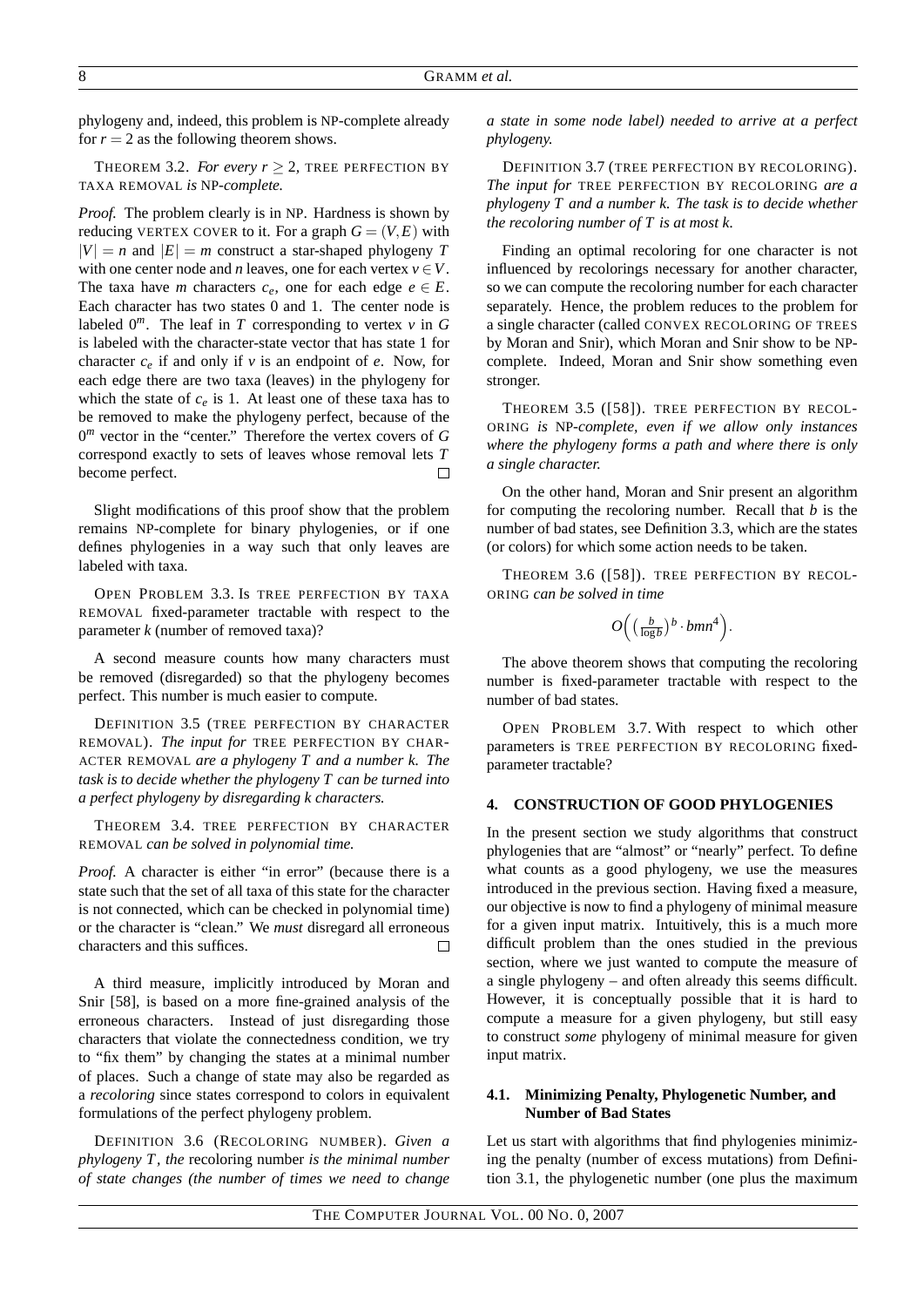phylogeny and, indeed, this problem is NP-complete already for $r = 2$ as the following theorem shows.

THEOREM 3.2. *For every $r \geq 2$,* TREE PERFECTION BY TAXA REMOVAL *is* NP*-complete.*

*Proof.* The problem clearly is in NP. Hardness is shown by reducing VERTEX COVER to it. For a graph $G = (V, E)$ with $|V| = n$ and $|E| = m$ construct a star-shaped phylogeny $T$ with one center node and $n$ leaves, one for each vertex $v \in V$. The taxa have $m$ characters $c_e$, one for each edge $e \in E$. Each character has two states 0 and 1. The center node is labeled $0^m$. The leaf in $T$ corresponding to vertex $v$ in $G$ is labeled with the character-state vector that has state 1 for character $c_e$ if and only if $v$ is an endpoint of $e$. Now, for each edge there are two taxa (leaves) in the phylogeny for which the state of $c_e$ is 1. At least one of these taxa has to be removed to make the phylogeny perfect, because of the $0^m$ vector in the "center." Therefore the vertex covers of $G$ correspond exactly to sets of leaves whose removal lets $T$ become perfect. □

Slight modifications of this proof show that the problem remains NP-complete for binary phylogenies, or if one defines phylogenies in a way such that only leaves are labeled with taxa.

OPEN PROBLEM 3.3. Is TREE PERFECTION BY TAXA REMOVAL fixed-parameter tractable with respect to the parameter $k$ (number of removed taxa)?

A second measure counts how many characters must be removed (disregarded) so that the phylogeny becomes perfect. This number is much easier to compute.

DEFINITION 3.5 (TREE PERFECTION BY CHARACTER REMOVAL). *The input for* TREE PERFECTION BY CHARACTER REMOVAL *are a phylogeny $T$ and a number $k$. The task is to decide whether the phylogeny $T$ can be turned into a perfect phylogeny by disregarding $k$ characters.*

THEOREM 3.4. TREE PERFECTION BY CHARACTER REMOVAL *can be solved in polynomial time.*

*Proof.* A character is either "in error" (because there is a state such that the set of all taxa of this state for the character is not connected, which can be checked in polynomial time) or the character is "clean." We *must* disregard all erroneous characters and this suffices. □

A third measure, implicitly introduced by Moran and Snir [58], is based on a more fine-grained analysis of the erroneous characters. Instead of just disregarding those characters that violate the connectedness condition, we try to "fix them" by changing the states at a minimal number of places. Such a change of state may also be regarded as a *recoloring* since states correspond to colors in equivalent formulations of the perfect phylogeny problem.

DEFINITION 3.6 (RECOLORING NUMBER). *Given a phylogeny $T$, the* recoloring *number is the minimal number of state changes (the number of times we need to change a state in some node label) needed to arrive at a perfect phylogeny.*

DEFINITION 3.7 (TREE PERFECTION BY RECOLORING). *The input for* TREE PERFECTION BY RECOLORING *are a phylogeny $T$ and a number $k$. The task is to decide whether the recoloring number of $T$ is at most $k$.*

Finding an optimal recoloring for one character is not influenced by recolorings necessary for another character, so we can compute the recoloring number for each character separately. Hence, the problem reduces to the problem for a single character (called CONVEX RECOLORING OF TREES by Moran and Snir), which Moran and Snir show to be NP-complete. Indeed, Moran and Snir show something even stronger.

THEOREM 3.5 ([58]). TREE PERFECTION BY RECOLORING *is* NP*-complete, even if we allow only instances where the phylogeny forms a path and where there is only a single character.*

On the other hand, Moran and Snir present an algorithm for computing the recoloring number. Recall that $b$ is the number of bad states, see Definition 3.3, which are the states (or colors) for which some action needs to be taken.

THEOREM 3.6 ([58]). TREE PERFECTION BY RECOLORING *can be solved in time*

$$O\Big( \big(\tfrac{b}{\log b}\big)^b \cdot bmn^4 \Big).$$

The above theorem shows that computing the recoloring number is fixed-parameter tractable with respect to the number of bad states.

OPEN PROBLEM 3.7. With respect to which other parameters is TREE PERFECTION BY RECOLORING fixed-parameter tractable?

## 4. CONSTRUCTION OF GOOD PHYLOGENIES

In the present section we study algorithms that construct phylogenies that are "almost" or "nearly" perfect. To define what counts as a good phylogeny, we use the measures introduced in the previous section. Having fixed a measure, our objective is now to find a phylogeny of minimal measure for a given input matrix. Intuitively, this is a much more difficult problem than the ones studied in the previous section, where we just wanted to compute the measure of a single phylogeny – and often already this seems difficult. However, it is conceptually possible that it is hard to compute a measure for a given phylogeny, but still easy to construct *some* phylogeny of minimal measure for given input matrix.

### 4.1. Minimizing Penalty, Phylogenetic Number, and Number of Bad States

Let us start with algorithms that find phylogenies minimizing the penalty (number of excess mutations) from Definition 3.1, the phylogenetic number (one plus the maximum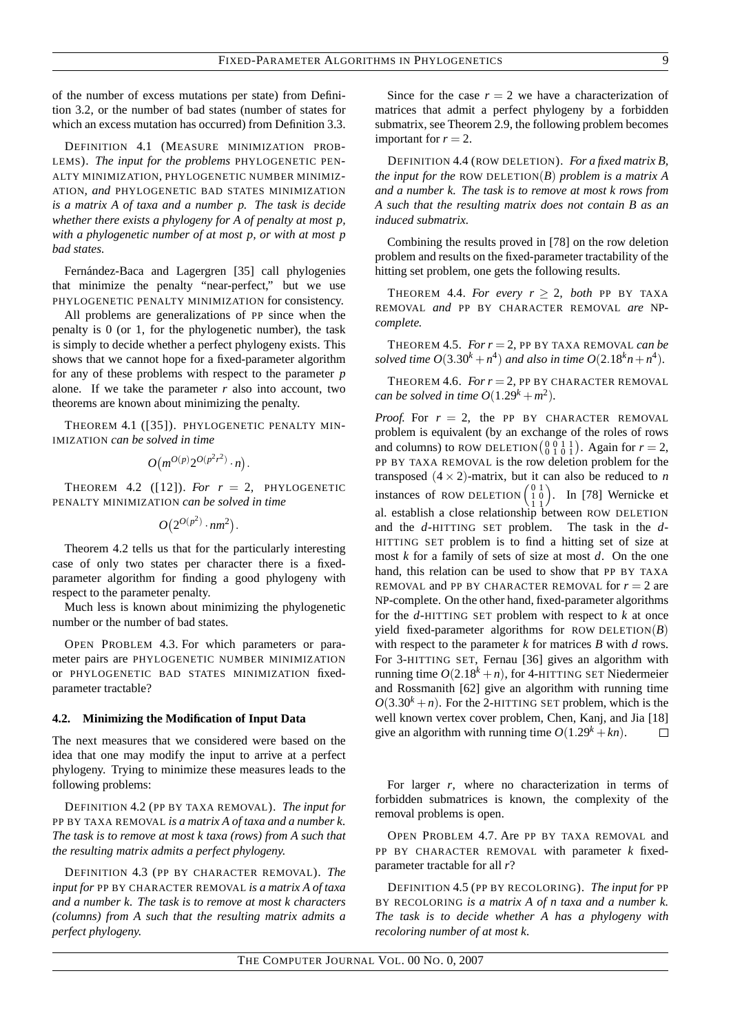of the number of excess mutations per state) from Definition 3.2, or the number of bad states (number of states for which an excess mutation has occurred) from Definition 3.3.

DEFINITION 4.1 (MEASURE MINIMIZATION PROBLEMS). *The input for the problems* PHYLOGENETIC PENALTY MINIMIZATION, PHYLOGENETIC NUMBER MINIMIZATION, *and* PHYLOGENETIC BAD STATES MINIMIZATION *is a matrix A of taxa and a number p. The task is decide whether there exists a phylogeny for A of penalty at most p, with a phylogenetic number of at most p, or with at most p bad states.*

Fernández-Baca and Lagergren [35] call phylogenies that minimize the penalty "near-perfect," but we use PHYLOGENETIC PENALTY MINIMIZATION for consistency.

All problems are generalizations of PP since when the penalty is 0 (or 1, for the phylogenetic number), the task is simply to decide whether a perfect phylogeny exists. This shows that we cannot hope for a fixed-parameter algorithm for any of these problems with respect to the parameter $p$ alone. If we take the parameter $r$ also into account, two theorems are known about minimizing the penalty.

THEOREM 4.1 ([35]). PHYLOGENETIC PENALTY MINIMIZATION *can be solved in time*

$$O\big(m^{O(p)} 2^{O(p^2 r^2)} \cdot n\big).$$

THEOREM 4.2 ([12]). *For $r = 2$,* PHYLOGENETIC PENALTY MINIMIZATION *can be solved in time*

$$O\big(2^{O(p^2)} \cdot nm^2\big).$$

Theorem 4.2 tells us that for the particularly interesting case of only two states per character there is a fixed-parameter algorithm for finding a good phylogeny with respect to the parameter penalty.

Much less is known about minimizing the phylogenetic number or the number of bad states.

OPEN PROBLEM 4.3. For which parameters or parameter pairs are PHYLOGENETIC NUMBER MINIMIZATION or PHYLOGENETIC BAD STATES MINIMIZATION fixed-parameter tractable?

### 4.2. Minimizing the Modification of Input Data

The next measures that we considered were based on the idea that one may modify the input to arrive at a perfect phylogeny. Trying to minimize these measures leads to the following problems:

DEFINITION 4.2 (PP BY TAXA REMOVAL). *The input for* PP BY TAXA REMOVAL *is a matrix A of taxa and a number k. The task is to remove at most k taxa (rows) from A such that the resulting matrix admits a perfect phylogeny.*

DEFINITION 4.3 (PP BY CHARACTER REMOVAL). *The input for* PP BY CHARACTER REMOVAL *is a matrix A of taxa and a number k. The task is to remove at most k characters (columns) from A such that the resulting matrix admits a perfect phylogeny.*

Since for the case $r = 2$ we have a characterization of matrices that admit a perfect phylogeny by a forbidden submatrix, see Theorem 2.9, the following problem becomes important for $r = 2$.

DEFINITION 4.4 (ROW DELETION). *For a fixed matrix B, the input for the* ROW DELETION$(B)$ *problem is a matrix A and a number k. The task is to remove at most k rows from A such that the resulting matrix does not contain B as an induced submatrix.*

Combining the results proved in [78] on the row deletion problem and results on the fixed-parameter tractability of the hitting set problem, one gets the following results.

THEOREM 4.4. *For every $r \geq 2$, both* PP BY TAXA REMOVAL *and* PP BY CHARACTER REMOVAL *are* NP*-complete.*

THEOREM 4.5. *For $r = 2$,* PP BY TAXA REMOVAL *can be solved time $O(3.30^k + n^4)$ and also in time $O(2.18^k n + n^4)$.*

THEOREM 4.6. *For $r = 2$,* PP BY CHARACTER REMOVAL *can be solved in time $O(1.29^k + m^2)$.*

*Proof.* For $r = 2$, the PP BY CHARACTER REMOVAL problem is equivalent (by an exchange of the roles of rows and columns) to ROW DELETION$\left(\begin{smallmatrix} 0 & 0 & 1 & 1 \\ 0 & 1 & 0 & 1 \end{smallmatrix}\right)$. Again for $r = 2$, PP BY TAXA REMOVAL is the row deletion problem for the transposed $(4 \times 2)$-matrix, but it can also be reduced to $n$ instances of ROW DELETION$\left(\begin{smallmatrix} 0 & 1 \\ 1 & 0 \\ 1 & 1 \end{smallmatrix}\right)$. In [78] Wernicke et al. establish a close relationship between ROW DELETION and the $d$-HITTING SET problem. The task in the $d$-HITTING SET problem is to find a hitting set of size at most $k$ for a family of sets of size at most $d$. On the one hand, this relation can be used to show that PP BY TAXA REMOVAL and PP BY CHARACTER REMOVAL for $r = 2$ are NP-complete. On the other hand, fixed-parameter algorithms for the $d$-HITTING SET problem with respect to $k$ at once yield fixed-parameter algorithms for ROW DELETION$(B)$ with respect to the parameter $k$ for matrices $B$ with $d$ rows. For 3-HITTING SET, Fernau [36] gives an algorithm with running time $O(2.18^k + n)$, for 4-HITTING SET Niedermeier and Rossmanith [62] give an algorithm with running time $O(3.30^k + n)$. For the 2-HITTING SET problem, which is the well known vertex cover problem, Chen, Kanj, and Jia [18] give an algorithm with running time $O(1.29^k + kn)$. □

For larger $r$, where no characterization in terms of forbidden submatrices is known, the complexity of the removal problems is open.

OPEN PROBLEM 4.7. Are PP BY TAXA REMOVAL and PP BY CHARACTER REMOVAL with parameter $k$ fixed-parameter tractable for all $r$?

DEFINITION 4.5 (PP BY RECOLORING). *The input for* PP BY RECOLORING *is a matrix A of n taxa and a number k. The task is to decide whether A has a phylogeny with recoloring number of at most k.*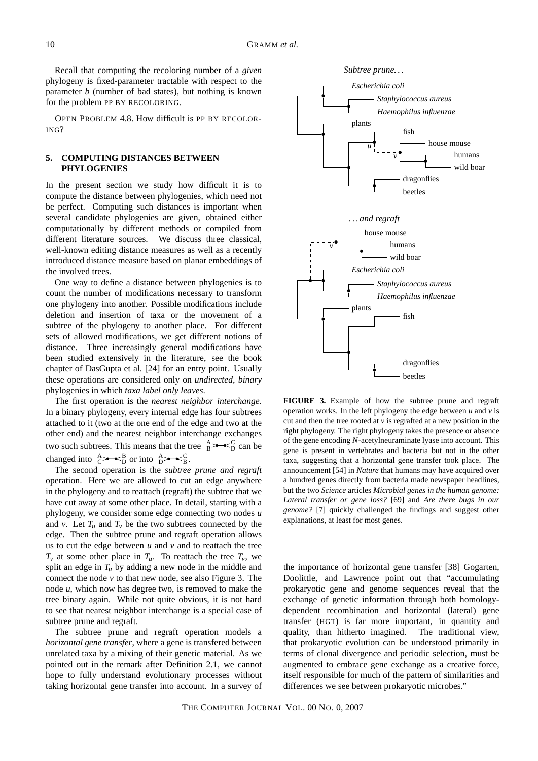Recall that computing the recoloring number of a *given* phylogeny is fixed-parameter tractable with respect to the parameter $b$ (number of bad states), but nothing is known for the problem PP BY RECOLORING.

OPEN PROBLEM 4.8. How difficult is PP BY RECOLORING?

## 5. COMPUTING DISTANCES BETWEEN PHYLOGENIES

In the present section we study how difficult it is to compute the distance between phylogenies, which need not be perfect. Computing such distances is important when several candidate phylogenies are given, obtained either computationally by different methods or compiled from different literature sources. We discuss three classical, well-known editing distance measures as well as a recently introduced distance measure based on planar embeddings of the involved trees.

One way to define a distance between phylogenies is to count the number of modifications necessary to transform one phylogeny into another. Possible modifications include deletion and insertion of taxa or the movement of a subtree of the phylogeny to another place. For different sets of allowed modifications, we get different notions of distance. Three increasingly general modifications have been studied extensively in the literature, see the book chapter of DasGupta et al. [24] for an entry point. Usually these operations are considered only on *undirected*, *binary* phylogenies in which *taxa label only leaves*.

The first operation is the *nearest neighbor interchange*. In a binary phylogeny, every internal edge has four subtrees attached to it (two at the one end of the edge and two at the other end) and the nearest neighbor interchange exchanges two such subtrees. This means that the tree $^{A}_{B}\!\!>\!\!\!-\!\!\!<^{C}_{D}$ can be changed into $^{A}_{C}\!\!>\!\!\!-\!\!\!<^{B}_{D}$ or into $^{A}_{D}\!\!>\!\!\!-\!\!\!<^{C}_{B}$.

The second operation is the *subtree prune and regraft* operation. Here we are allowed to cut an edge anywhere in the phylogeny and to reattach (regraft) the subtree that we have cut away at some other place. In detail, starting with a phylogeny, we consider some edge connecting two nodes $u$ and $v$. Let $T_u$ and $T_v$ be the two subtrees connected by the edge. Then the subtree prune and regraft operation allows us to cut the edge between $u$ and $v$ and to reattach the tree $T_v$ at some other place in $T_u$. To reattach the tree $T_v$, we split an edge in $T_u$ by adding a new node in the middle and connect the node $v$ to that new node, see also Figure 3. The node $u$, which now has degree two, is removed to make the tree binary again. While not quite obvious, it is not hard to see that nearest neighbor interchange is a special case of subtree prune and regraft.

The subtree prune and regraft operation models a *horizontal gene transfer*, where a gene is transfered between unrelated taxa by a mixing of their genetic material. As we pointed out in the remark after Definition 2.1, we cannot hope to fully understand evolutionary processes without taking horizontal gene transfer into account. In a survey of the importance of horizontal gene transfer [38] Gogarten, Doolittle, and Lawrence point out that "accumulating prokaryotic gene and genome sequences reveal that the exchange of genetic information through both homology-dependent recombination and horizontal (lateral) gene transfer (HGT) is far more important, in quantity and quality, than hitherto imagined. The traditional view, that prokaryotic evolution can be understood primarily in terms of clonal divergence and periodic selection, must be augmented to embrace gene exchange as a creative force, itself responsible for much of the pattern of similarities and differences we see between prokaryotic microbes."

*Subtree prune...*

*Escherichia coli*, *Staphylococcus aureus*, *Haemophilus influenzae*, plants, fish, house mouse, humans, wild boar, dragonflies, beetles

*...and regraft*

house mouse, humans, wild boar, *Escherichia coli*, *Staphylococcus aureus*, *Haemophilus influenzae*, plants, fish, dragonflies, beetles

**FIGURE 3.** Example of how the subtree prune and regraft operation works. In the left phylogeny the edge between $u$ and $v$ is cut and then the tree rooted at $v$ is regrafted at a new position in the right phylogeny. The right phylogeny takes the presence or absence of the gene encoding *N*-acetylneuraminate lyase into account. This gene is present in vertebrates and bacteria but not in the other taxa, suggesting that a horizontal gene transfer took place. The announcement [54] in *Nature* that humans may have acquired over a hundred genes directly from bacteria made newspaper headlines, but the two *Science* articles *Microbial genes in the human genome: Lateral transfer or gene loss?* [69] and *Are there bugs in our genome?* [7] quickly challenged the findings and suggest other explanations, at least for most genes.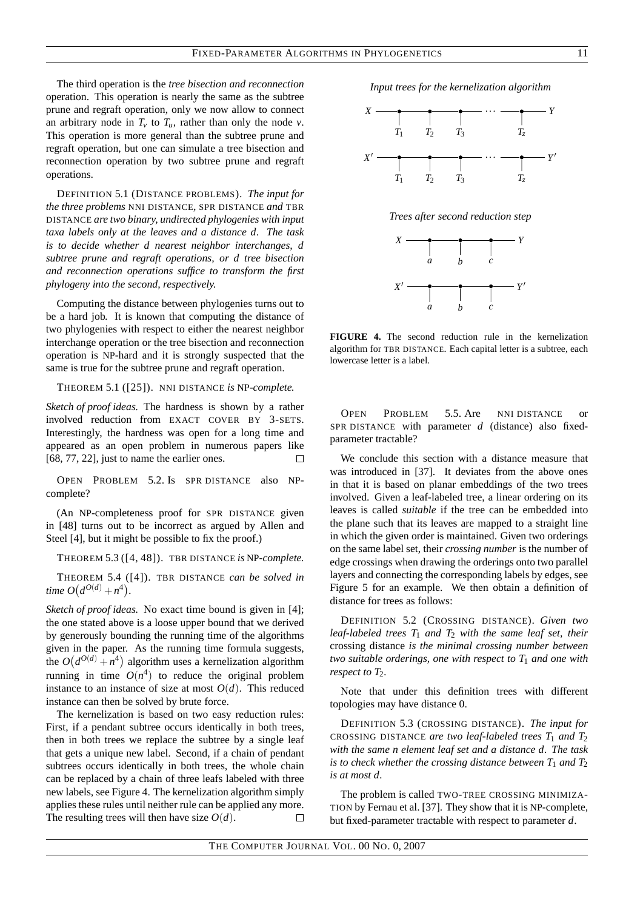The third operation is the *tree bisection and reconnection* operation. This operation is nearly the same as the subtree prune and regraft operation, only we now allow to connect an arbitrary node in $T_v$ to $T_u$, rather than only the node $v$. This operation is more general than the subtree prune and regraft operation, but one can simulate a tree bisection and reconnection operation by two subtree prune and regraft operations.

DEFINITION 5.1 (DISTANCE PROBLEMS). *The input for the three problems* NNI DISTANCE, SPR DISTANCE *and* TBR DISTANCE *are two binary, undirected phylogenies with input taxa labels only at the leaves and a distance $d$. The task is to decide whether $d$ nearest neighbor interchanges, $d$ subtree prune and regraft operations, or $d$ tree bisection and reconnection operations suffice to transform the first phylogeny into the second, respectively.*

Computing the distance between phylogenies turns out to be a hard job. It is known that computing the distance of two phylogenies with respect to either the nearest neighbor interchange operation or the tree bisection and reconnection operation is NP-hard and it is strongly suspected that the same is true for the subtree prune and regraft operation.

THEOREM 5.1 ([25]). NNI DISTANCE *is* NP*-complete.*

*Sketch of proof ideas.* The hardness is shown by a rather involved reduction from EXACT COVER BY 3-SETS. Interestingly, the hardness was open for a long time and appeared as an open problem in numerous papers like [68, 77, 22], just to name the earlier ones. □

OPEN PROBLEM 5.2. Is SPR DISTANCE also NP-complete?

(An NP-completeness proof for SPR DISTANCE given in [48] turns out to be incorrect as argued by Allen and Steel [4], but it might be possible to fix the proof.)

THEOREM 5.3 ([4, 48]). TBR DISTANCE *is* NP*-complete.*

THEOREM 5.4 ([4]). TBR DISTANCE *can be solved in time* $O(d^{O(d)} + n^4)$.

*Sketch of proof ideas.* No exact time bound is given in [4]; the one stated above is a loose upper bound that we derived by generously bounding the running time of the algorithms given in the paper. As the running time formula suggests, the $O(d^{O(d)} + n^4)$ algorithm uses a kernelization algorithm running in time $O(n^4)$ to reduce the original problem instance to an instance of size at most $O(d)$. This reduced instance can then be solved by brute force.

The kernelization is based on two easy reduction rules: First, if a pendant subtree occurs identically in both trees, then in both trees we replace the subtree by a single leaf that gets a unique new label. Second, if a chain of pendant subtrees occurs identically in both trees, the whole chain can be replaced by a chain of three leafs labeled with three new labels, see Figure 4. The kernelization algorithm simply applies these rules until neither rule can be applied any more. The resulting trees will then have size $O(d)$. □

*Input trees for the kernelization algorithm*

*Trees after second reduction step*

**FIGURE 4.** The second reduction rule in the kernelization algorithm for TBR DISTANCE. Each capital letter is a subtree, each lowercase letter is a label.

OPEN PROBLEM 5.5. Are NNI DISTANCE or SPR DISTANCE with parameter $d$ (distance) also fixed-parameter tractable?

We conclude this section with a distance measure that was introduced in [37]. It deviates from the above ones in that it is based on planar embeddings of the two trees involved. Given a leaf-labeled tree, a linear ordering on its leaves is called *suitable* if the tree can be embedded into the plane such that its leaves are mapped to a straight line in which the given order is maintained. Given two orderings on the same label set, their *crossing number* is the number of edge crossings when drawing the orderings onto two parallel layers and connecting the corresponding labels by edges, see Figure 5 for an example. We then obtain a definition of distance for trees as follows:

DEFINITION 5.2 (CROSSING DISTANCE). *Given two leaf-labeled trees $T_1$ and $T_2$ with the same leaf set, their* crossing distance *is the minimal crossing number between two suitable orderings, one with respect to $T_1$ and one with respect to $T_2$.*

Note that under this definition trees with different topologies may have distance 0.

DEFINITION 5.3 (CROSSING DISTANCE). *The input for* CROSSING DISTANCE *are two leaf-labeled trees $T_1$ and $T_2$ with the same $n$ element leaf set and a distance $d$. The task is to check whether the crossing distance between $T_1$ and $T_2$ is at most $d$.*

The problem is called TWO-TREE CROSSING MINIMIZATION by Fernau et al. [37]. They show that it is NP-complete, but fixed-parameter tractable with respect to parameter $d$.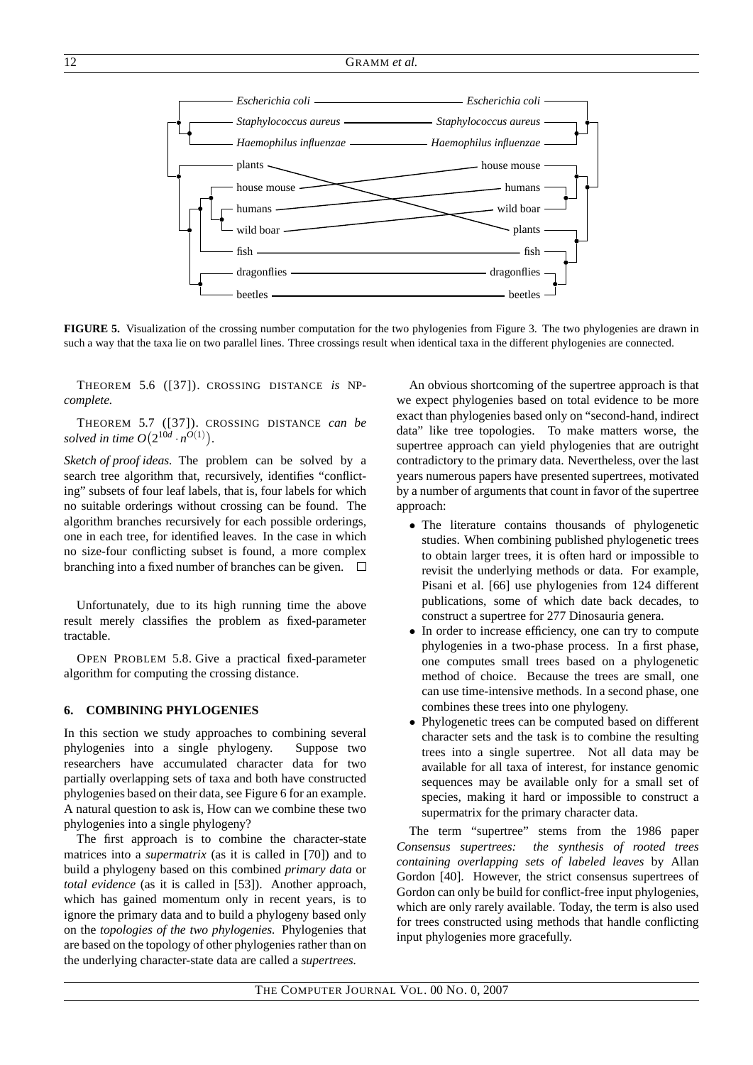Escherichia coli
Staphylococcus aureus
Haemophilus influenzae
plants
house mouse
humans
wild boar
fish
dragonflies
beetles

Escherichia coli
Staphylococcus aureus
Haemophilus influenzae
house mouse
humans
wild boar
plants
fish
dragonflies
beetles

**FIGURE 5.** Visualization of the crossing number computation for the two phylogenies from Figure 3. The two phylogenies are drawn in such a way that the taxa lie on two parallel lines. Three crossings result when identical taxa in the different phylogenies are connected.

THEOREM 5.6 ([37]). CROSSING DISTANCE *is* NP-*complete.*

THEOREM 5.7 ([37]). CROSSING DISTANCE *can be solved in time* $O(2^{10d} \cdot n^{O(1)})$.

*Sketch of proof ideas.* The problem can be solved by a search tree algorithm that, recursively, identifies "conflicting" subsets of four leaf labels, that is, four labels for which no suitable orderings without crossing can be found. The algorithm branches recursively for each possible orderings, one in each tree, for identified leaves. In the case in which no size-four conflicting subset is found, a more complex branching into a fixed number of branches can be given. □

Unfortunately, due to its high running time the above result merely classifies the problem as fixed-parameter tractable.

OPEN PROBLEM 5.8. Give a practical fixed-parameter algorithm for computing the crossing distance.

## 6. COMBINING PHYLOGENIES

In this section we study approaches to combining several phylogenies into a single phylogeny. Suppose two researchers have accumulated character data for two partially overlapping sets of taxa and both have constructed phylogenies based on their data, see Figure 6 for an example. A natural question to ask is, How can we combine these two phylogenies into a single phylogeny?

The first approach is to combine the character-state matrices into a *supermatrix* (as it is called in [70]) and to build a phylogeny based on this combined *primary data* or *total evidence* (as it is called in [53]). Another approach, which has gained momentum only in recent years, is to ignore the primary data and to build a phylogeny based only on the *topologies of the two phylogenies.* Phylogenies that are based on the topology of other phylogenies rather than on the underlying character-state data are called a *supertrees.*

An obvious shortcoming of the supertree approach is that we expect phylogenies based on total evidence to be more exact than phylogenies based only on "second-hand, indirect data" like tree topologies. To make matters worse, the supertree approach can yield phylogenies that are outright contradictory to the primary data. Nevertheless, over the last years numerous papers have presented supertrees, motivated by a number of arguments that count in favor of the supertree approach:

- The literature contains thousands of phylogenetic studies. When combining published phylogenetic trees to obtain larger trees, it is often hard or impossible to revisit the underlying methods or data. For example, Pisani et al. [66] use phylogenies from 124 different publications, some of which date back decades, to construct a supertree for 277 Dinosauria genera.
- In order to increase efficiency, one can try to compute phylogenies in a two-phase process. In a first phase, one computes small trees based on a phylogenetic method of choice. Because the trees are small, one can use time-intensive methods. In a second phase, one combines these trees into one phylogeny.
- Phylogenetic trees can be computed based on different character sets and the task is to combine the resulting trees into a single supertree. Not all data may be available for all taxa of interest, for instance genomic sequences may be available only for a small set of species, making it hard or impossible to construct a supermatrix for the primary character data.

The term "supertree" stems from the 1986 paper *Consensus supertrees: the synthesis of rooted trees containing overlapping sets of labeled leaves* by Allan Gordon [40]. However, the strict consensus supertrees of Gordon can only be build for conflict-free input phylogenies, which are only rarely available. Today, the term is also used for trees constructed using methods that handle conflicting input phylogenies more gracefully.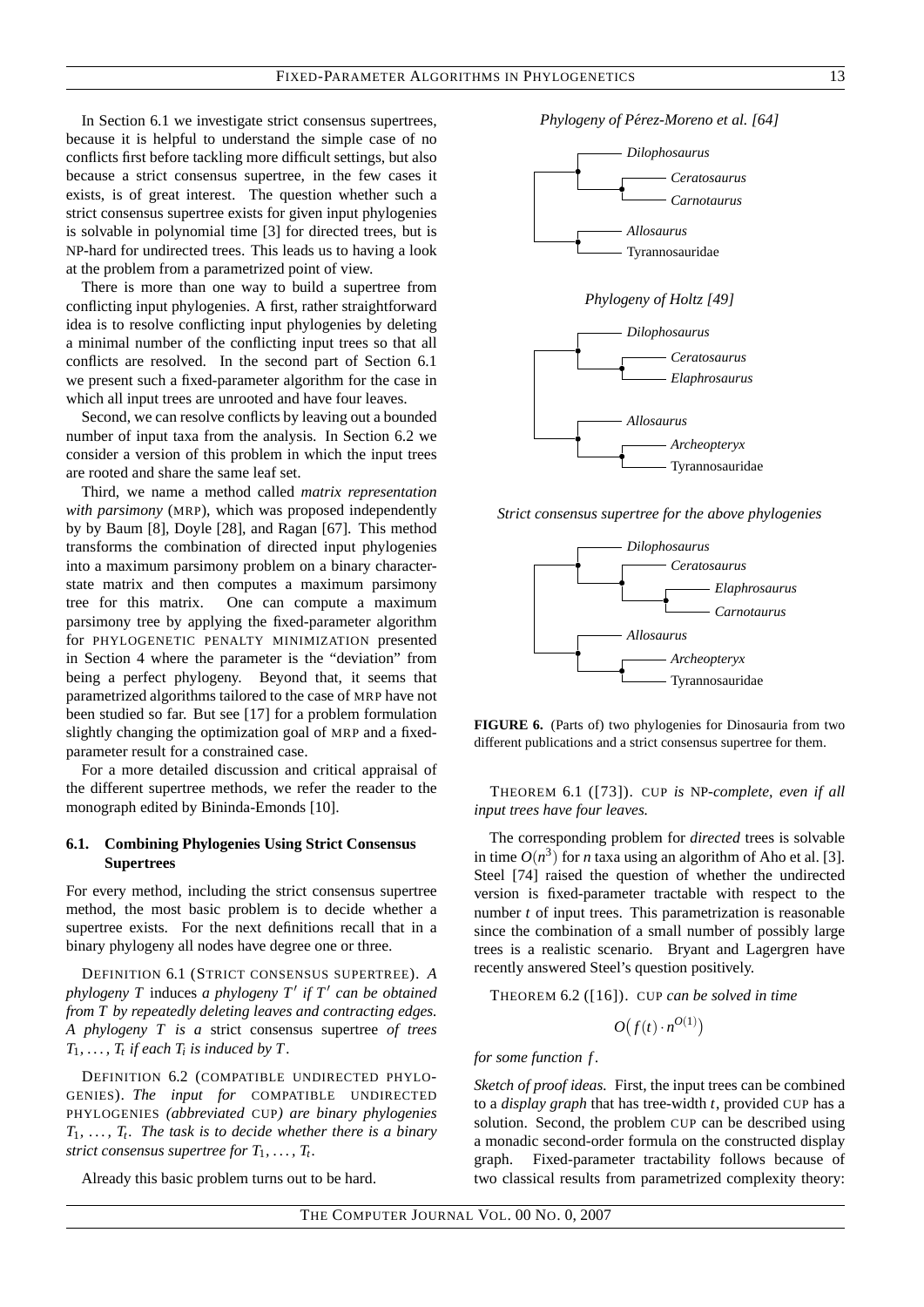In Section 6.1 we investigate strict consensus supertrees, because it is helpful to understand the simple case of no conflicts first before tackling more difficult settings, but also because a strict consensus supertree, in the few cases it exists, is of great interest. The question whether such a strict consensus supertree exists for given input phylogenies is solvable in polynomial time [3] for directed trees, but is NP-hard for undirected trees. This leads us to having a look at the problem from a parametrized point of view.

There is more than one way to build a supertree from conflicting input phylogenies. A first, rather straightforward idea is to resolve conflicting input phylogenies by deleting a minimal number of the conflicting input trees so that all conflicts are resolved. In the second part of Section 6.1 we present such a fixed-parameter algorithm for the case in which all input trees are unrooted and have four leaves.

Second, we can resolve conflicts by leaving out a bounded number of input taxa from the analysis. In Section 6.2 we consider a version of this problem in which the input trees are rooted and share the same leaf set.

Third, we name a method called *matrix representation with parsimony* (MRP), which was proposed independently by by Baum [8], Doyle [28], and Ragan [67]. This method transforms the combination of directed input phylogenies into a maximum parsimony problem on a binary character-state matrix and then computes a maximum parsimony tree for this matrix. One can compute a maximum parsimony tree by applying the fixed-parameter algorithm for PHYLOGENETIC PENALTY MINIMIZATION presented in Section 4 where the parameter is the "deviation" from being a perfect phylogeny. Beyond that, it seems that parametrized algorithms tailored to the case of MRP have not been studied so far. But see [17] for a problem formulation slightly changing the optimization goal of MRP and a fixed-parameter result for a constrained case.

For a more detailed discussion and critical appraisal of the different supertree methods, we refer the reader to the monograph edited by Bininda-Emonds [10].

### 6.1. Combining Phylogenies Using Strict Consensus Supertrees

For every method, including the strict consensus supertree method, the most basic problem is to decide whether a supertree exists. For the next definitions recall that in a binary phylogeny all nodes have degree one or three.

DEFINITION 6.1 (STRICT CONSENSUS SUPERTREE). *A phylogeny $T$ induces a phylogeny $T'$ if $T'$ can be obtained from $T$ by repeatedly deleting leaves and contracting edges. A phylogeny $T$ is a* strict consensus supertree *of trees $T_1, \ldots, T_t$ if each $T_i$ is induced by $T$.*

DEFINITION 6.2 (COMPATIBLE UNDIRECTED PHYLOGENIES). *The input for* COMPATIBLE UNDIRECTED PHYLOGENIES *(abbreviated* CUP*) are binary phylogenies $T_1, \ldots, T_t$. The task is to decide whether there is a binary strict consensus supertree for $T_1, \ldots, T_t$.*

Already this basic problem turns out to be hard.

*Phylogeny of Pérez-Moreno et al. [64]*

*Phylogeny of Holtz [49]*

*Strict consensus supertree for the above phylogenies*

**FIGURE 6.** (Parts of) two phylogenies for Dinosauria from two different publications and a strict consensus supertree for them.

THEOREM 6.1 ([73]). CUP *is* NP*-complete, even if all input trees have four leaves.*

The corresponding problem for *directed* trees is solvable in time $O(n^3)$ for $n$ taxa using an algorithm of Aho et al. [3]. Steel [74] raised the question of whether the undirected version is fixed-parameter tractable with respect to the number $t$ of input trees. This parametrization is reasonable since the combination of a small number of possibly large trees is a realistic scenario. Bryant and Lagergren have recently answered Steel's question positively.

THEOREM 6.2 ([16]). CUP *can be solved in time*

$$O\big(f(t) \cdot n^{O(1)}\big)$$

*for some function $f$.*

*Sketch of proof ideas.* First, the input trees can be combined to a *display graph* that has tree-width $t$, provided CUP has a solution. Second, the problem CUP can be described using a monadic second-order formula on the constructed display graph. Fixed-parameter tractability follows because of two classical results from parametrized complexity theory: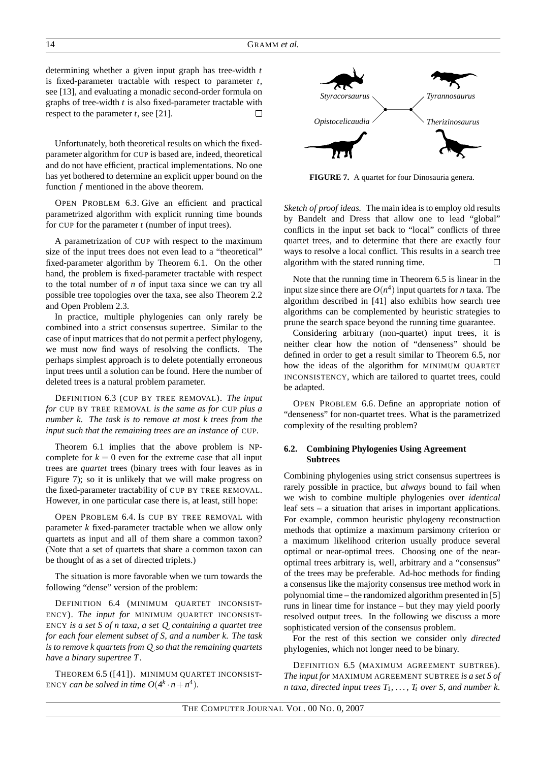determining whether a given input graph has tree-width $t$ is fixed-parameter tractable with respect to parameter $t$, see [13], and evaluating a monadic second-order formula on graphs of tree-width $t$ is also fixed-parameter tractable with respect to the parameter $t$, see [21]. □

Unfortunately, both theoretical results on which the fixed-parameter algorithm for CUP is based are, indeed, theoretical and do not have efficient, practical implementations. No one has yet bothered to determine an explicit upper bound on the function $f$ mentioned in the above theorem.

OPEN PROBLEM 6.3. Give an efficient and practical parametrized algorithm with explicit running time bounds for CUP for the parameter $t$ (number of input trees).

A parametrization of CUP with respect to the maximum size of the input trees does not even lead to a "theoretical" fixed-parameter algorithm by Theorem 6.1. On the other hand, the problem is fixed-parameter tractable with respect to the total number of $n$ of input taxa since we can try all possible tree topologies over the taxa, see also Theorem 2.2 and Open Problem 2.3.

In practice, multiple phylogenies can only rarely be combined into a strict consensus supertree. Similar to the case of input matrices that do not permit a perfect phylogeny, we must now find ways of resolving the conflicts. The perhaps simplest approach is to delete potentially erroneous input trees until a solution can be found. Here the number of deleted trees is a natural problem parameter.

DEFINITION 6.3 (CUP BY TREE REMOVAL). *The input for* CUP BY TREE REMOVAL *is the same as for* CUP *plus a number $k$. The task is to remove at most $k$ trees from the input such that the remaining trees are an instance of* CUP.

Theorem 6.1 implies that the above problem is NP-complete for $k = 0$ even for the extreme case that all input trees are *quartet* trees (binary trees with four leaves as in Figure 7); so it is unlikely that we will make progress on the fixed-parameter tractability of CUP BY TREE REMOVAL. However, in one particular case there is, at least, still hope:

OPEN PROBLEM 6.4. Is CUP BY TREE REMOVAL with parameter $k$ fixed-parameter tractable when we allow only quartets as input and all of them share a common taxon? (Note that a set of quartets that share a common taxon can be thought of as a set of directed triplets.)

The situation is more favorable when we turn towards the following "dense" version of the problem:

DEFINITION 6.4 (MINIMUM QUARTET INCONSISTENCY). *The input for* MINIMUM QUARTET INCONSISTENCY *is a set $S$ of $n$ taxa, a set $Q$ containing a quartet tree for each four element subset of $S$, and a number $k$. The task is to remove $k$ quartets from $Q$ so that the remaining quartets have a binary supertree $T$.*

THEOREM 6.5 ([41]). MINIMUM QUARTET INCONSISTENCY *can be solved in time $O(4^k \cdot n + n^4)$.*

*Styracorsaurus*, *Tyrannosaurus*, *Opistocelicaudia*, *Therizinosaurus*

**FIGURE 7.** A quartet for four Dinosauria genera.

*Sketch of proof ideas.* The main idea is to employ old results by Bandelt and Dress that allow one to lead "global" conflicts in the input set back to "local" conflicts of three quartet trees, and to determine that there are exactly four ways to resolve a local conflict. This results in a search tree algorithm with the stated running time. □

Note that the running time in Theorem 6.5 is linear in the input size since there are $O(n^4)$ input quartets for $n$ taxa. The algorithm described in [41] also exhibits how search tree algorithms can be complemented by heuristic strategies to prune the search space beyond the running time guarantee.

Considering arbitrary (non-quartet) input trees, it is neither clear how the notion of "denseness" should be defined in order to get a result similar to Theorem 6.5, nor how the ideas of the algorithm for MINIMUM QUARTET INCONSISTENCY, which are tailored to quartet trees, could be adapted.

OPEN PROBLEM 6.6. Define an appropriate notion of "denseness" for non-quartet trees. What is the parametrized complexity of the resulting problem?

### 6.2. Combining Phylogenies Using Agreement Subtrees

Combining phylogenies using strict consensus supertrees is rarely possible in practice, but *always* bound to fail when we wish to combine multiple phylogenies over *identical* leaf sets – a situation that arises in important applications. For example, common heuristic phylogeny reconstruction methods that optimize a maximum parsimony criterion or a maximum likelihood criterion usually produce several optimal or near-optimal trees. Choosing one of the near-optimal trees arbitrary is, well, arbitrary and a "consensus" of the trees may be preferable. Ad-hoc methods for finding a consensus like the majority consensus tree method work in polynomial time – the randomized algorithm presented in [5] runs in linear time for instance – but they may yield poorly resolved output trees. In the following we discuss a more sophisticated version of the consensus problem.

For the rest of this section we consider only *directed* phylogenies, which not longer need to be binary.

DEFINITION 6.5 (MAXIMUM AGREEMENT SUBTREE). *The input for* MAXIMUM AGREEMENT SUBTREE *is a set $S$ of $n$ taxa, directed input trees $T_1, \ldots, T_t$ over $S$, and number $k$.*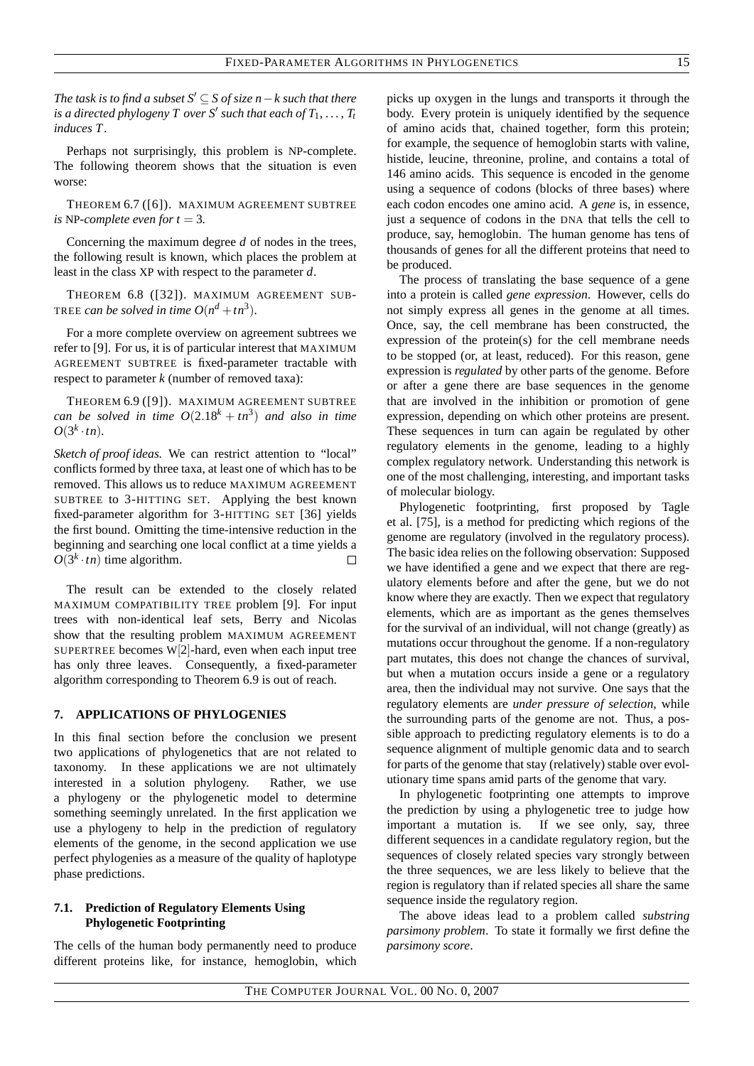*The task is to find a subset $S' \subseteq S$ of size $n-k$ such that there is a directed phylogeny $T$ over $S'$ such that each of $T_1, \dots, T_t$ induces $T$.*

Perhaps not surprisingly, this problem is NP-complete. The following theorem shows that the situation is even worse:

THEOREM 6.7 ([6]). MAXIMUM AGREEMENT SUBTREE *is* NP*-complete even for* $t = 3$*.*

Concerning the maximum degree $d$ of nodes in the trees, the following result is known, which places the problem at least in the class XP with respect to the parameter $d$.

THEOREM 6.8 ([32]). MAXIMUM AGREEMENT SUBTREE *can be solved in time* $O(n^d + tn^3)$*.*

For a more complete overview on agreement subtrees we refer to [9]. For us, it is of particular interest that MAXIMUM AGREEMENT SUBTREE is fixed-parameter tractable with respect to parameter $k$ (number of removed taxa):

THEOREM 6.9 ([9]). MAXIMUM AGREEMENT SUBTREE *can be solved in time* $O(2.18^k + tn^3)$ *and also in time* $O(3^k \cdot tn)$*.*

*Sketch of proof ideas.* We can restrict attention to "local" conflicts formed by three taxa, at least one of which has to be removed. This allows us to reduce MAXIMUM AGREEMENT SUBTREE to 3-HITTING SET. Applying the best known fixed-parameter algorithm for 3-HITTING SET [36] yields the first bound. Omitting the time-intensive reduction in the beginning and searching one local conflict at a time yields a $O(3^k \cdot tn)$ time algorithm. □

The result can be extended to the closely related MAXIMUM COMPATIBILITY TREE problem [9]. For input trees with non-identical leaf sets, Berry and Nicolas show that the resulting problem MAXIMUM AGREEMENT SUPERTREE becomes W[2]-hard, even when each input tree has only three leaves. Consequently, a fixed-parameter algorithm corresponding to Theorem 6.9 is out of reach.

## 7. APPLICATIONS OF PHYLOGENIES

In this final section before the conclusion we present two applications of phylogenetics that are not related to taxonomy. In these applications we are not ultimately interested in a solution phylogeny. Rather, we use a phylogeny or the phylogenetic model to determine something seemingly unrelated. In the first application we use a phylogeny to help in the prediction of regulatory elements of the genome, in the second application we use perfect phylogenies as a measure of the quality of haplotype phase predictions.

### 7.1. Prediction of Regulatory Elements Using Phylogenetic Footprinting

The cells of the human body permanently need to produce different proteins like, for instance, hemoglobin, which picks up oxygen in the lungs and transports it through the body. Every protein is uniquely identified by the sequence of amino acids that, chained together, form this protein; for example, the sequence of hemoglobin starts with valine, histide, leucine, threonine, proline, and contains a total of 146 amino acids. This sequence is encoded in the genome using a sequence of codons (blocks of three bases) where each codon encodes one amino acid. A *gene* is, in essence, just a sequence of codons in the DNA that tells the cell to produce, say, hemoglobin. The human genome has tens of thousands of genes for all the different proteins that need to be produced.

The process of translating the base sequence of a gene into a protein is called *gene expression*. However, cells do not simply express all genes in the genome at all times. Once, say, the cell membrane has been constructed, the expression of the protein(s) for the cell membrane needs to be stopped (or, at least, reduced). For this reason, gene expression is *regulated* by other parts of the genome. Before or after a gene there are base sequences in the genome that are involved in the inhibition or promotion of gene expression, depending on which other proteins are present. These sequences in turn can again be regulated by other regulatory elements in the genome, leading to a highly complex regulatory network. Understanding this network is one of the most challenging, interesting, and important tasks of molecular biology.

Phylogenetic footprinting, first proposed by Tagle et al. [75], is a method for predicting which regions of the genome are regulatory (involved in the regulatory process). The basic idea relies on the following observation: Supposed we have identified a gene and we expect that there are regulatory elements before and after the gene, but we do not know where they are exactly. Then we expect that regulatory elements, which are as important as the genes themselves for the survival of an individual, will not change (greatly) as mutations occur throughout the genome. If a non-regulatory part mutates, this does not change the chances of survival, but when a mutation occurs inside a gene or a regulatory area, then the individual may not survive. One says that the regulatory elements are *under pressure of selection*, while the surrounding parts of the genome are not. Thus, a possible approach to predicting regulatory elements is to do a sequence alignment of multiple genomic data and to search for parts of the genome that stay (relatively) stable over evolutionary time spans amid parts of the genome that vary.

In phylogenetic footprinting one attempts to improve the prediction by using a phylogenetic tree to judge how important a mutation is. If we see only, say, three different sequences in a candidate regulatory region, but the sequences of closely related species vary strongly between the three sequences, we are less likely to believe that the region is regulatory than if related species all share the same sequence inside the regulatory region.

The above ideas lead to a problem called *substring parsimony problem*. To state it formally we first define the *parsimony score*.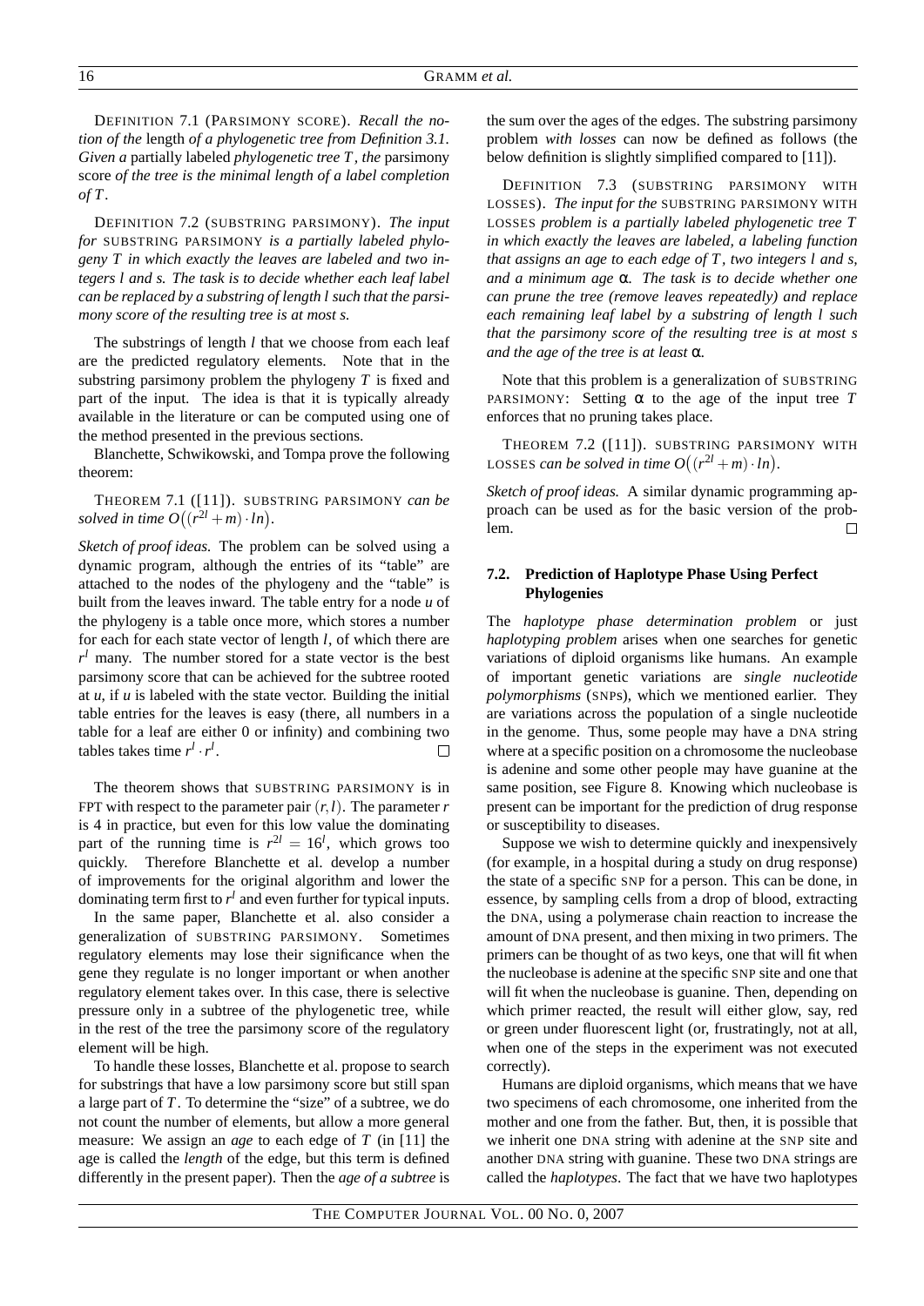DEFINITION 7.1 (PARSIMONY SCORE). *Recall the notion of the* length *of a phylogenetic tree from Definition 3.1. Given a* partially labeled *phylogenetic tree $T$, the* parsimony score *of the tree is the minimal length of a label completion of $T$.*

DEFINITION 7.2 (SUBSTRING PARSIMONY). *The input for* SUBSTRING PARSIMONY *is a partially labeled phylogeny $T$ in which exactly the leaves are labeled and two integers $l$ and $s$. The task is to decide whether each leaf label can be replaced by a substring of length $l$ such that the parsimony score of the resulting tree is at most $s$.*

The substrings of length $l$ that we choose from each leaf are the predicted regulatory elements. Note that in the substring parsimony problem the phylogeny $T$ is fixed and part of the input. The idea is that it is typically already available in the literature or can be computed using one of the method presented in the previous sections.

Blanchette, Schwikowski, and Tompa prove the following theorem:

THEOREM 7.1 ([11]). SUBSTRING PARSIMONY *can be solved in time $O\big((r^{2l}+m)\cdot ln\big)$.*

*Sketch of proof ideas.* The problem can be solved using a dynamic program, although the entries of its "table" are attached to the nodes of the phylogeny and the "table" is built from the leaves inward. The table entry for a node $u$ of the phylogeny is a table once more, which stores a number for each for each state vector of length $l$, of which there are $r^l$ many. The number stored for a state vector is the best parsimony score that can be achieved for the subtree rooted at $u$, if $u$ is labeled with the state vector. Building the initial table entries for the leaves is easy (there, all numbers in a table for a leaf are either 0 or infinity) and combining two tables takes time $r^l \cdot r^l$. □

The theorem shows that SUBSTRING PARSIMONY is in FPT with respect to the parameter pair $(r,l)$. The parameter $r$ is 4 in practice, but even for this low value the dominating part of the running time is $r^{2l} = 16^l$, which grows too quickly. Therefore Blanchette et al. develop a number of improvements for the original algorithm and lower the dominating term first to $r^l$ and even further for typical inputs.

In the same paper, Blanchette et al. also consider a generalization of SUBSTRING PARSIMONY. Sometimes regulatory elements may lose their significance when the gene they regulate is no longer important or when another regulatory element takes over. In this case, there is selective pressure only in a subtree of the phylogenetic tree, while in the rest of the tree the parsimony score of the regulatory element will be high.

To handle these losses, Blanchette et al. propose to search for substrings that have a low parsimony score but still span a large part of $T$. To determine the "size" of a subtree, we do not count the number of elements, but allow a more general measure: We assign an *age* to each edge of $T$ (in [11] the age is called the *length* of the edge, but this term is defined differently in the present paper). Then the *age of a subtree* is the sum over the ages of the edges. The substring parsimony problem *with losses* can now be defined as follows (the below definition is slightly simplified compared to [11]).

DEFINITION 7.3 (SUBSTRING PARSIMONY WITH LOSSES). *The input for the* SUBSTRING PARSIMONY WITH LOSSES *problem is a partially labeled phylogenetic tree $T$ in which exactly the leaves are labeled, a labeling function that assigns an age to each edge of $T$, two integers $l$ and $s$, and a minimum age $\alpha$. The task is to decide whether one can prune the tree (remove leaves repeatedly) and replace each remaining leaf label by a substring of length $l$ such that the parsimony score of the resulting tree is at most $s$ and the age of the tree is at least $\alpha$.*

Note that this problem is a generalization of SUBSTRING PARSIMONY: Setting $\alpha$ to the age of the input tree $T$ enforces that no pruning takes place.

THEOREM 7.2 ([11]). SUBSTRING PARSIMONY WITH LOSSES *can be solved in time $O\big((r^{2l}+m)\cdot ln\big)$.*

*Sketch of proof ideas.* A similar dynamic programming approach can be used as for the basic version of the problem. □

### 7.2. Prediction of Haplotype Phase Using Perfect Phylogenies

The *haplotype phase determination problem* or just *haplotyping problem* arises when one searches for genetic variations of diploid organisms like humans. An example of important genetic variations are *single nucleotide polymorphisms* (SNPs), which we mentioned earlier. They are variations across the population of a single nucleotide in the genome. Thus, some people may have a DNA string where at a specific position on a chromosome the nucleobase is adenine and some other people may have guanine at the same position, see Figure 8. Knowing which nucleobase is present can be important for the prediction of drug response or susceptibility to diseases.

Suppose we wish to determine quickly and inexpensively (for example, in a hospital during a study on drug response) the state of a specific SNP for a person. This can be done, in essence, by sampling cells from a drop of blood, extracting the DNA, using a polymerase chain reaction to increase the amount of DNA present, and then mixing in two primers. The primers can be thought of as two keys, one that will fit when the nucleobase is adenine at the specific SNP site and one that will fit when the nucleobase is guanine. Then, depending on which primer reacted, the result will either glow, say, red or green under fluorescent light (or, frustratingly, not at all, when one of the steps in the experiment was not executed correctly).

Humans are diploid organisms, which means that we have two specimens of each chromosome, one inherited from the mother and one from the father. But, then, it is possible that we inherit one DNA string with adenine at the SNP site and another DNA string with guanine. These two DNA strings are called the *haplotypes*. The fact that we have two haplotypes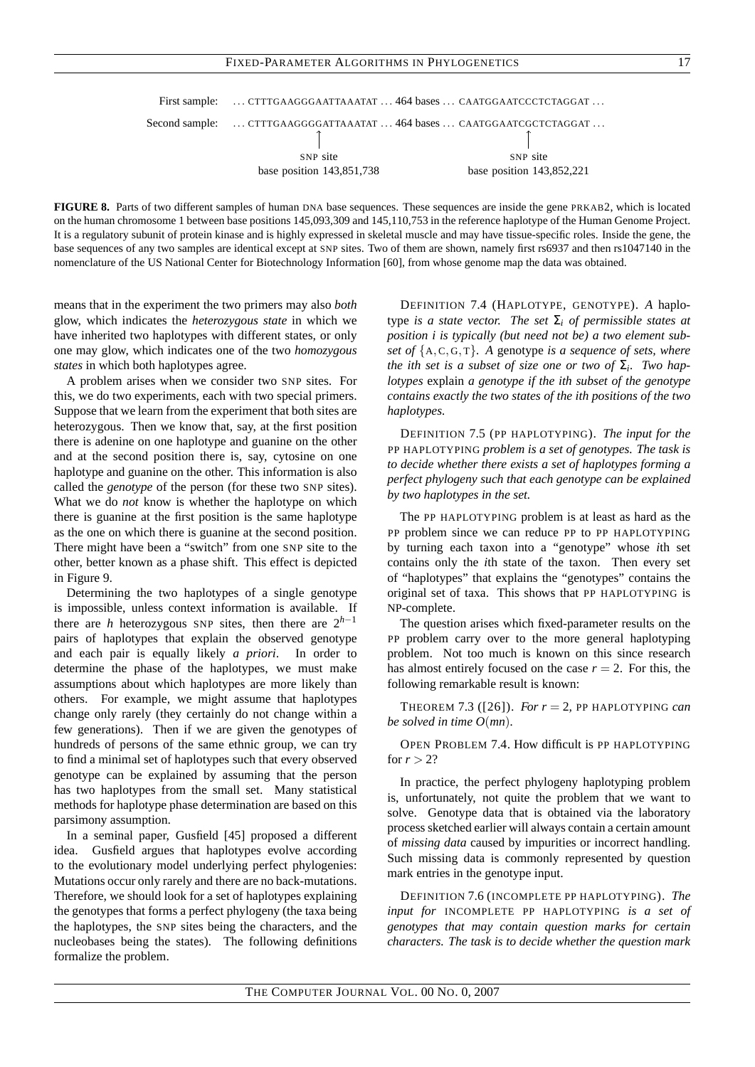First sample: … CTTTGAAGGGAATTAAATAT … 464 bases … CAATGGAATCCCTCTAGGAT …

Second sample: … CTTTGAAGGGGATTAAATAT … 464 bases … CAATGGAATCGCTCTAGGAT …

SNP site
base position 143,851,738

SNP site
base position 143,852,221

**FIGURE 8.** Parts of two different samples of human DNA base sequences. These sequences are inside the gene PRKAB2, which is located on the human chromosome 1 between base positions 145,093,309 and 145,110,753 in the reference haplotype of the Human Genome Project. It is a regulatory subunit of protein kinase and is highly expressed in skeletal muscle and may have tissue-specific roles. Inside the gene, the base sequences of any two samples are identical except at SNP sites. Two of them are shown, namely first rs6937 and then rs1047140 in the nomenclature of the US National Center for Biotechnology Information [60], from whose genome map the data was obtained.

means that in the experiment the two primers may also *both* glow, which indicates the *heterozygous state* in which we have inherited two haplotypes with different states, or only one may glow, which indicates one of the two *homozygous states* in which both haplotypes agree.

A problem arises when we consider two SNP sites. For this, we do two experiments, each with two special primers. Suppose that we learn from the experiment that both sites are heterozygous. Then we know that, say, at the first position there is adenine on one haplotype and guanine on the other and at the second position there is, say, cytosine on one haplotype and guanine on the other. This information is also called the *genotype* of the person (for these two SNP sites). What we do *not* know is whether the haplotype on which there is guanine at the first position is the same haplotype as the one on which there is guanine at the second position. There might have been a "switch" from one SNP site to the other, better known as a phase shift. This effect is depicted in Figure 9.

Determining the two haplotypes of a single genotype is impossible, unless context information is available. If there are $h$ heterozygous SNP sites, then there are $2^{h-1}$ pairs of haplotypes that explain the observed genotype and each pair is equally likely *a priori*. In order to determine the phase of the haplotypes, we must make assumptions about which haplotypes are more likely than others. For example, we might assume that haplotypes change only rarely (they certainly do not change within a few generations). Then if we are given the genotypes of hundreds of persons of the same ethnic group, we can try to find a minimal set of haplotypes such that every observed genotype can be explained by assuming that the person has two haplotypes from the small set. Many statistical methods for haplotype phase determination are based on this parsimony assumption.

In a seminal paper, Gusfield [45] proposed a different idea. Gusfield argues that haplotypes evolve according to the evolutionary model underlying perfect phylogenies: Mutations occur only rarely and there are no back-mutations. Therefore, we should look for a set of haplotypes explaining the genotypes that forms a perfect phylogeny (the taxa being the haplotypes, the SNP sites being the characters, and the nucleobases being the states). The following definitions formalize the problem.

DEFINITION 7.4 (HAPLOTYPE, GENOTYPE). *A* haplotype *is a state vector. The set $\Sigma_i$ of permissible states at position $i$ is typically (but need not be) a two element subset of $\{A, C, G, T\}$. A* genotype *is a sequence of sets, where the ith set is a subset of size one or two of $\Sigma_i$. Two haplotypes* explain *a genotype if the ith subset of the genotype contains exactly the two states of the ith positions of the two haplotypes.*

DEFINITION 7.5 (PP HAPLOTYPING). *The input for the* PP HAPLOTYPING *problem is a set of genotypes. The task is to decide whether there exists a set of haplotypes forming a perfect phylogeny such that each genotype can be explained by two haplotypes in the set.*

The PP HAPLOTYPING problem is at least as hard as the PP problem since we can reduce PP to PP HAPLOTYPING by turning each taxon into a "genotype" whose $i$th set contains only the $i$th state of the taxon. Then every set of "haplotypes" that explains the "genotypes" contains the original set of taxa. This shows that PP HAPLOTYPING is NP-complete.

The question arises which fixed-parameter results on the PP problem carry over to the more general haplotyping problem. Not too much is known on this since research has almost entirely focused on the case $r = 2$. For this, the following remarkable result is known:

THEOREM 7.3 ([26]). *For $r = 2$,* PP HAPLOTYPING *can be solved in time $O(mn)$.*

OPEN PROBLEM 7.4. How difficult is PP HAPLOTYPING for $r > 2$?

In practice, the perfect phylogeny haplotyping problem is, unfortunately, not quite the problem that we want to solve. Genotype data that is obtained via the laboratory process sketched earlier will always contain a certain amount of *missing data* caused by impurities or incorrect handling. Such missing data is commonly represented by question mark entries in the genotype input.

DEFINITION 7.6 (INCOMPLETE PP HAPLOTYPING). *The input for* INCOMPLETE PP HAPLOTYPING *is a set of genotypes that may contain question marks for certain characters. The task is to decide whether the question mark*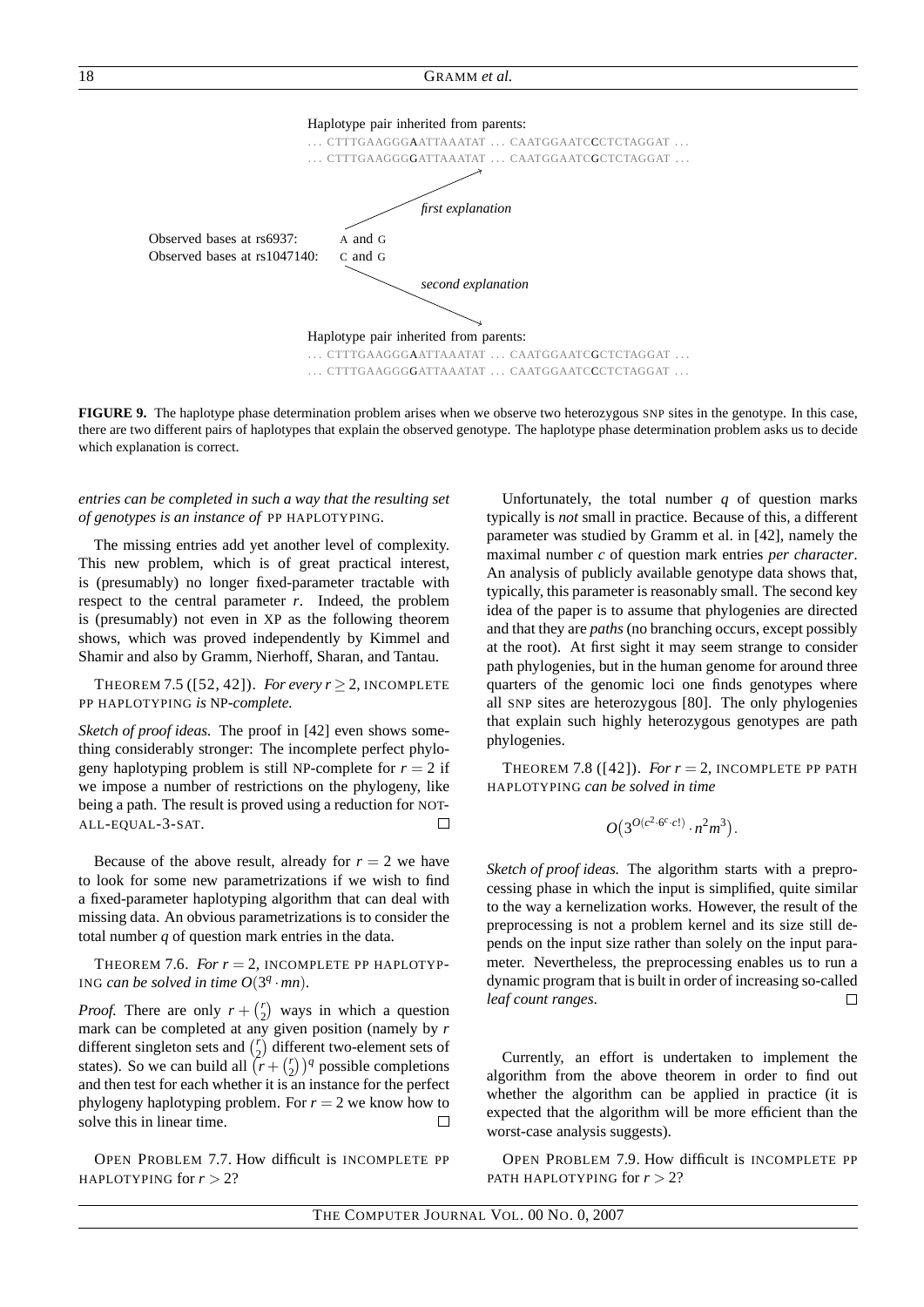Haplotype pair inherited from parents:

... CTTTGAAGGG**A**ATTAAATAT ... CAATGGAATC**C**CTCTAGGAT ...

... CTTTGAAGGG**G**ATTAAATAT ... CAATGGAATC**G**CTCTAGGAT ...

*first explanation*

Observed bases at rs6937: A and G

Observed bases at rs1047140: C and G

*second explanation*

Haplotype pair inherited from parents:

... CTTTGAAGGG**A**ATTAAATAT ... CAATGGAATC**G**CTCTAGGAT ...

... CTTTGAAGGG**G**ATTAAATAT ... CAATGGAATC**C**CTCTAGGAT ...

**FIGURE 9.** The haplotype phase determination problem arises when we observe two heterozygous SNP sites in the genotype. In this case, there are two different pairs of haplotypes that explain the observed genotype. The haplotype phase determination problem asks us to decide which explanation is correct.

*entries can be completed in such a way that the resulting set of genotypes is an instance of* PP HAPLOTYPING.

The missing entries add yet another level of complexity. This new problem, which is of great practical interest, is (presumably) no longer fixed-parameter tractable with respect to the central parameter $r$. Indeed, the problem is (presumably) not even in XP as the following theorem shows, which was proved independently by Kimmel and Shamir and also by Gramm, Nierhoff, Sharan, and Tantau.

THEOREM 7.5 ([52, 42]). *For every* $r \geq 2$, INCOMPLETE PP HAPLOTYPING *is* NP*-complete.*

*Sketch of proof ideas.* The proof in [42] even shows something considerably stronger: The incomplete perfect phylogeny haplotyping problem is still NP-complete for $r = 2$ if we impose a number of restrictions on the phylogeny, like being a path. The result is proved using a reduction for NOT-ALL-EQUAL-3-SAT. □

Because of the above result, already for $r = 2$ we have to look for some new parametrizations if we wish to find a fixed-parameter haplotyping algorithm that can deal with missing data. An obvious parametrizations is to consider the total number $q$ of question mark entries in the data.

THEOREM 7.6. *For* $r = 2$, INCOMPLETE PP HAPLOTYPING *can be solved in time* $O(3^q \cdot mn)$.

*Proof.* There are only $r + \binom{r}{2}$ ways in which a question mark can be completed at any given position (namely by $r$ different singleton sets and $\binom{r}{2}$ different two-element sets of states). So we can build all $\left(r + \binom{r}{2}\right)^q$ possible completions and then test for each whether it is an instance for the perfect phylogeny haplotyping problem. For $r = 2$ we know how to solve this in linear time. □

OPEN PROBLEM 7.7. How difficult is INCOMPLETE PP HAPLOTYPING for $r > 2$?

Unfortunately, the total number $q$ of question marks typically is *not* small in practice. Because of this, a different parameter was studied by Gramm et al. in [42], namely the maximal number $c$ of question mark entries *per character*. An analysis of publicly available genotype data shows that, typically, this parameter is reasonably small. The second key idea of the paper is to assume that phylogenies are directed and that they are *paths* (no branching occurs, except possibly at the root). At first sight it may seem strange to consider path phylogenies, but in the human genome for around three quarters of the genomic loci one finds genotypes where all SNP sites are heterozygous [80]. The only phylogenies that explain such highly heterozygous genotypes are path phylogenies.

THEOREM 7.8 ([42]). *For* $r = 2$, INCOMPLETE PP PATH HAPLOTYPING *can be solved in time*

$$O\left(3^{O(c^2 \cdot 6^c \cdot c!)} \cdot n^2 m^3\right).$$

*Sketch of proof ideas.* The algorithm starts with a preprocessing phase in which the input is simplified, quite similar to the way a kernelization works. However, the result of the preprocessing is not a problem kernel and its size still depends on the input size rather than solely on the input parameter. Nevertheless, the preprocessing enables us to run a dynamic program that is built in order of increasing so-called *leaf count ranges*. □

Currently, an effort is undertaken to implement the algorithm from the above theorem in order to find out whether the algorithm can be applied in practice (it is expected that the algorithm will be more efficient than the worst-case analysis suggests).

OPEN PROBLEM 7.9. How difficult is INCOMPLETE PP PATH HAPLOTYPING for $r > 2$?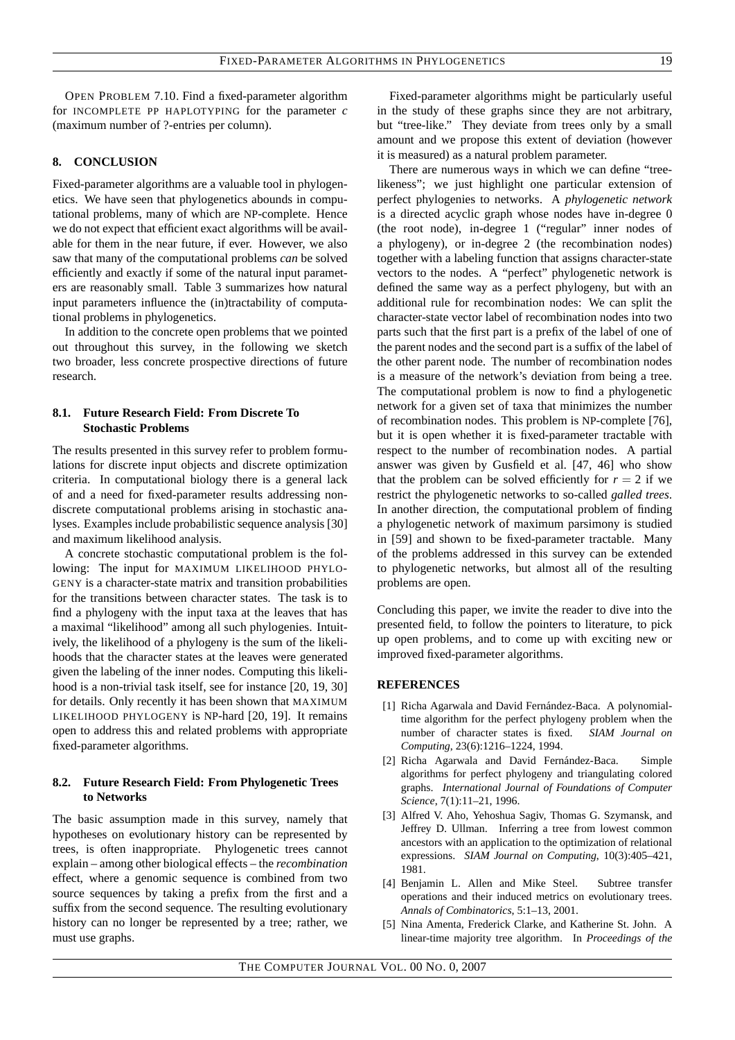OPEN PROBLEM 7.10. Find a fixed-parameter algorithm for INCOMPLETE PP HAPLOTYPING for the parameter $c$ (maximum number of ?-entries per column).

## 8. CONCLUSION

Fixed-parameter algorithms are a valuable tool in phylogenetics. We have seen that phylogenetics abounds in computational problems, many of which are NP-complete. Hence we do not expect that efficient exact algorithms will be available for them in the near future, if ever. However, we also saw that many of the computational problems *can* be solved efficiently and exactly if some of the natural input parameters are reasonably small. Table 3 summarizes how natural input parameters influence the (in)tractability of computational problems in phylogenetics.

In addition to the concrete open problems that we pointed out throughout this survey, in the following we sketch two broader, less concrete prospective directions of future research.

### 8.1. Future Research Field: From Discrete To Stochastic Problems

The results presented in this survey refer to problem formulations for discrete input objects and discrete optimization criteria. In computational biology there is a general lack of and a need for fixed-parameter results addressing non-discrete computational problems arising in stochastic analyses. Examples include probabilistic sequence analysis [30] and maximum likelihood analysis.

A concrete stochastic computational problem is the following: The input for MAXIMUM LIKELIHOOD PHYLOGENY is a character-state matrix and transition probabilities for the transitions between character states. The task is to find a phylogeny with the input taxa at the leaves that has a maximal "likelihood" among all such phylogenies. Intuitively, the likelihood of a phylogeny is the sum of the likelihoods that the character states at the leaves were generated given the labeling of the inner nodes. Computing this likelihood is a non-trivial task itself, see for instance [20, 19, 30] for details. Only recently it has been shown that MAXIMUM LIKELIHOOD PHYLOGENY is NP-hard [20, 19]. It remains open to address this and related problems with appropriate fixed-parameter algorithms.

### 8.2. Future Research Field: From Phylogenetic Trees to Networks

The basic assumption made in this survey, namely that hypotheses on evolutionary history can be represented by trees, is often inappropriate. Phylogenetic trees cannot explain – among other biological effects – the *recombination* effect, where a genomic sequence is combined from two source sequences by taking a prefix from the first and a suffix from the second sequence. The resulting evolutionary history can no longer be represented by a tree; rather, we must use graphs.

Fixed-parameter algorithms might be particularly useful in the study of these graphs since they are not arbitrary, but "tree-like." They deviate from trees only by a small amount and we propose this extent of deviation (however it is measured) as a natural problem parameter.

There are numerous ways in which we can define "tree-likeness"; we just highlight one particular extension of perfect phylogenies to networks. A *phylogenetic network* is a directed acyclic graph whose nodes have in-degree 0 (the root node), in-degree 1 ("regular" inner nodes of a phylogeny), or in-degree 2 (the recombination nodes) together with a labeling function that assigns character-state vectors to the nodes. A "perfect" phylogenetic network is defined the same way as a perfect phylogeny, but with an additional rule for recombination nodes: We can split the character-state vector label of recombination nodes into two parts such that the first part is a prefix of the label of one of the parent nodes and the second part is a suffix of the label of the other parent node. The number of recombination nodes is a measure of the network's deviation from being a tree. The computational problem is now to find a phylogenetic network for a given set of taxa that minimizes the number of recombination nodes. This problem is NP-complete [76], but it is open whether it is fixed-parameter tractable with respect to the number of recombination nodes. A partial answer was given by Gusfield et al. [47, 46] who show that the problem can be solved efficiently for $r = 2$ if we restrict the phylogenetic networks to so-called *galled trees*. In another direction, the computational problem of finding a phylogenetic network of maximum parsimony is studied in [59] and shown to be fixed-parameter tractable. Many of the problems addressed in this survey can be extended to phylogenetic networks, but almost all of the resulting problems are open.

Concluding this paper, we invite the reader to dive into the presented field, to follow the pointers to literature, to pick up open problems, and to come up with exciting new or improved fixed-parameter algorithms.

## REFERENCES

[1] Richa Agarwala and David Fernández-Baca. A polynomial-time algorithm for the perfect phylogeny problem when the number of character states is fixed. *SIAM Journal on Computing*, 23(6):1216–1224, 1994.

[2] Richa Agarwala and David Fernández-Baca. Simple algorithms for perfect phylogeny and triangulating colored graphs. *International Journal of Foundations of Computer Science*, 7(1):11–21, 1996.

[3] Alfred V. Aho, Yehoshua Sagiv, Thomas G. Szymansk, and Jeffrey D. Ullman. Inferring a tree from lowest common ancestors with an application to the optimization of relational expressions. *SIAM Journal on Computing*, 10(3):405–421, 1981.

[4] Benjamin L. Allen and Mike Steel. Subtree transfer operations and their induced metrics on evolutionary trees. *Annals of Combinatorics*, 5:1–13, 2001.

[5] Nina Amenta, Frederick Clarke, and Katherine St. John. A linear-time majority tree algorithm. In *Proceedings of the*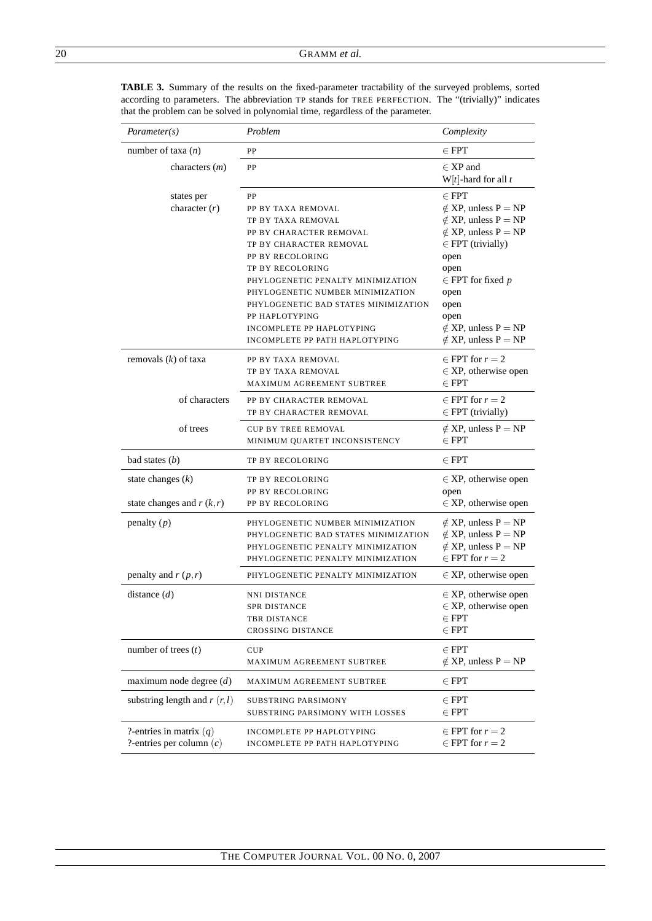**TABLE 3.** Summary of the results on the fixed-parameter tractability of the surveyed problems, sorted according to parameters. The abbreviation TP stands for TREE PERFECTION. The "(trivially)" indicates that the problem can be solved in polynomial time, regardless of the parameter.

| *Parameter(s)* | *Problem* | *Complexity* |
|---|---|---|
| number of taxa ($n$) | PP | $\in$ FPT |
| characters ($m$) | PP | $\in$ XP and W[$t$]-hard for all $t$ |
| states per character ($r$) | PP | $\in$ FPT |
| | PP BY TAXA REMOVAL | $\notin$ XP, unless P = NP |
| | TP BY TAXA REMOVAL | $\notin$ XP, unless P = NP |
| | PP BY CHARACTER REMOVAL | $\notin$ XP, unless P = NP |
| | TP BY CHARACTER REMOVAL | $\in$ FPT (trivially) |
| | PP BY RECOLORING | open |
| | TP BY RECOLORING | open |
| | PHYLOGENETIC PENALTY MINIMIZATION | $\in$ FPT for fixed $p$ |
| | PHYLOGENETIC NUMBER MINIMIZATION | open |
| | PHYLOGENETIC BAD STATES MINIMIZATION | open |
| | PP HAPLOTYPING | open |
| | INCOMPLETE PP HAPLOTYPING | $\notin$ XP, unless P = NP |
| | INCOMPLETE PP PATH HAPLOTYPING | $\notin$ XP, unless P = NP |
| removals ($k$) of taxa | PP BY TAXA REMOVAL | $\in$ FPT for $r = 2$ |
| | TP BY TAXA REMOVAL | $\in$ XP, otherwise open |
| | MAXIMUM AGREEMENT SUBTREE | $\in$ FPT |
| of characters | PP BY CHARACTER REMOVAL | $\in$ FPT for $r = 2$ |
| | TP BY CHARACTER REMOVAL | $\in$ FPT (trivially) |
| of trees | CUP BY TREE REMOVAL | $\notin$ XP, unless P = NP |
| | MINIMUM QUARTET INCONSISTENCY | $\in$ FPT |
| bad states ($b$) | TP BY RECOLORING | $\in$ FPT |
| state changes ($k$) | TP BY RECOLORING | $\in$ XP, otherwise open |
| | PP BY RECOLORING | open |
| state changes and $r$ ($k,r$) | PP BY RECOLORING | $\in$ XP, otherwise open |
| penalty ($p$) | PHYLOGENETIC NUMBER MINIMIZATION | $\notin$ XP, unless P = NP |
| | PHYLOGENETIC BAD STATES MINIMIZATION | $\notin$ XP, unless P = NP |
| | PHYLOGENETIC PENALTY MINIMIZATION | $\notin$ XP, unless P = NP |
| | PHYLOGENETIC PENALTY MINIMIZATION | $\in$ FPT for $r = 2$ |
| penalty and $r$ ($p,r$) | PHYLOGENETIC PENALTY MINIMIZATION | $\in$ XP, otherwise open |
| distance ($d$) | NNI DISTANCE | $\in$ XP, otherwise open |
| | SPR DISTANCE | $\in$ XP, otherwise open |
| | TBR DISTANCE | $\in$ FPT |
| | CROSSING DISTANCE | $\in$ FPT |
| number of trees ($t$) | CUP | $\in$ FPT |
| | MAXIMUM AGREEMENT SUBTREE | $\notin$ XP, unless P = NP |
| maximum node degree ($d$) | MAXIMUM AGREEMENT SUBTREE | $\in$ FPT |
| substring length and $r$ ($r,l$) | SUBSTRING PARSIMONY | $\in$ FPT |
| | SUBSTRING PARSIMONY WITH LOSSES | $\in$ FPT |
| ?-entries in matrix ($q$) | INCOMPLETE PP HAPLOTYPING | $\in$ FPT for $r = 2$ |
| ?-entries per column ($c$) | INCOMPLETE PP PATH HAPLOTYPING | $\in$ FPT for $r = 2$ |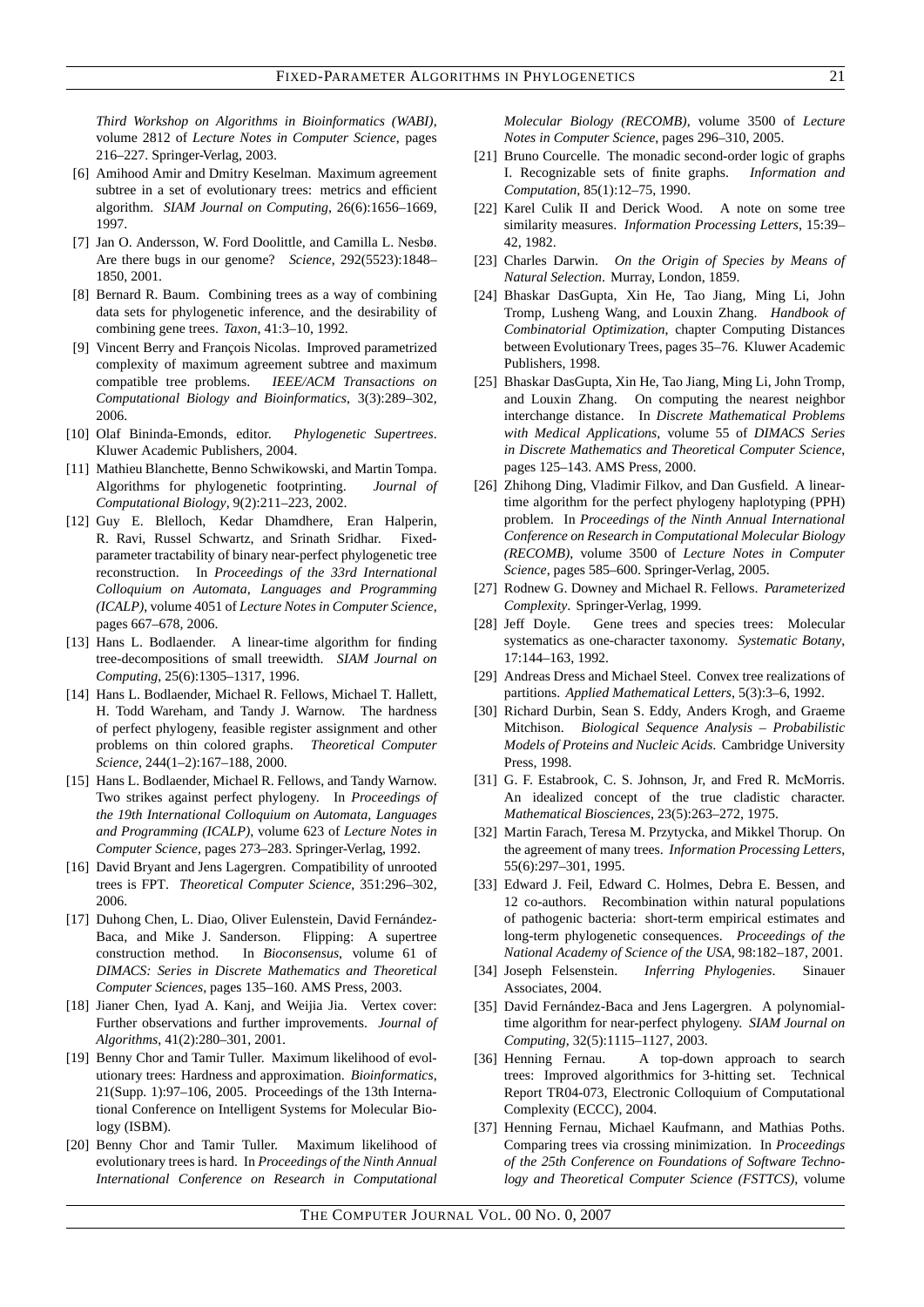*Third Workshop on Algorithms in Bioinformatics (WABI)*, volume 2812 of *Lecture Notes in Computer Science*, pages 216–227. Springer-Verlag, 2003.

[6] Amihood Amir and Dmitry Keselman. Maximum agreement subtree in a set of evolutionary trees: metrics and efficient algorithm. *SIAM Journal on Computing*, 26(6):1656–1669, 1997.

[7] Jan O. Andersson, W. Ford Doolittle, and Camilla L. Nesbø. Are there bugs in our genome? *Science*, 292(5523):1848–1850, 2001.

[8] Bernard R. Baum. Combining trees as a way of combining data sets for phylogenetic inference, and the desirability of combining gene trees. *Taxon*, 41:3–10, 1992.

[9] Vincent Berry and François Nicolas. Improved parametrized complexity of maximum agreement subtree and maximum compatible tree problems. *IEEE/ACM Transactions on Computational Biology and Bioinformatics*, 3(3):289–302, 2006.

[10] Olaf Bininda-Emonds, editor. *Phylogenetic Supertrees*. Kluwer Academic Publishers, 2004.

[11] Mathieu Blanchette, Benno Schwikowski, and Martin Tompa. Algorithms for phylogenetic footprinting. *Journal of Computational Biology*, 9(2):211–223, 2002.

[12] Guy E. Blelloch, Kedar Dhamdhere, Eran Halperin, R. Ravi, Russel Schwartz, and Srinath Sridhar. Fixed-parameter tractability of binary near-perfect phylogenetic tree reconstruction. In *Proceedings of the 33rd International Colloquium on Automata, Languages and Programming (ICALP)*, volume 4051 of *Lecture Notes in Computer Science*, pages 667–678, 2006.

[13] Hans L. Bodlaender. A linear-time algorithm for finding tree-decompositions of small treewidth. *SIAM Journal on Computing*, 25(6):1305–1317, 1996.

[14] Hans L. Bodlaender, Michael R. Fellows, Michael T. Hallett, H. Todd Wareham, and Tandy J. Warnow. The hardness of perfect phylogeny, feasible register assignment and other problems on thin colored graphs. *Theoretical Computer Science*, 244(1–2):167–188, 2000.

[15] Hans L. Bodlaender, Michael R. Fellows, and Tandy Warnow. Two strikes against perfect phylogeny. In *Proceedings of the 19th International Colloquium on Automata, Languages and Programming (ICALP)*, volume 623 of *Lecture Notes in Computer Science*, pages 273–283. Springer-Verlag, 1992.

[16] David Bryant and Jens Lagergren. Compatibility of unrooted trees is FPT. *Theoretical Computer Science*, 351:296–302, 2006.

[17] Duhong Chen, L. Diao, Oliver Eulenstein, David Fernández-Baca, and Mike J. Sanderson. Flipping: A supertree construction method. In *Bioconsensus*, volume 61 of *DIMACS: Series in Discrete Mathematics and Theoretical Computer Sciences*, pages 135–160. AMS Press, 2003.

[18] Jianer Chen, Iyad A. Kanj, and Weijia Jia. Vertex cover: Further observations and further improvements. *Journal of Algorithms*, 41(2):280–301, 2001.

[19] Benny Chor and Tamir Tuller. Maximum likelihood of evolutionary trees: Hardness and approximation. *Bioinformatics*, 21(Supp. 1):97–106, 2005. Proceedings of the 13th International Conference on Intelligent Systems for Molecular Biology (ISBM).

[20] Benny Chor and Tamir Tuller. Maximum likelihood of evolutionary trees is hard. In *Proceedings of the Ninth Annual International Conference on Research in Computational Molecular Biology (RECOMB)*, volume 3500 of *Lecture Notes in Computer Science*, pages 296–310, 2005.

[21] Bruno Courcelle. The monadic second-order logic of graphs I. Recognizable sets of finite graphs. *Information and Computation*, 85(1):12–75, 1990.

[22] Karel Culik II and Derick Wood. A note on some tree similarity measures. *Information Processing Letters*, 15:39–42, 1982.

[23] Charles Darwin. *On the Origin of Species by Means of Natural Selection*. Murray, London, 1859.

[24] Bhaskar DasGupta, Xin He, Tao Jiang, Ming Li, John Tromp, Lusheng Wang, and Louxin Zhang. *Handbook of Combinatorial Optimization*, chapter Computing Distances between Evolutionary Trees, pages 35–76. Kluwer Academic Publishers, 1998.

[25] Bhaskar DasGupta, Xin He, Tao Jiang, Ming Li, John Tromp, and Louxin Zhang. On computing the nearest neighbor interchange distance. In *Discrete Mathematical Problems with Medical Applications*, volume 55 of *DIMACS Series in Discrete Mathematics and Theoretical Computer Science*, pages 125–143. AMS Press, 2000.

[26] Zhihong Ding, Vladimir Filkov, and Dan Gusfield. A linear-time algorithm for the perfect phylogeny haplotyping (PPH) problem. In *Proceedings of the Ninth Annual International Conference on Research in Computational Molecular Biology (RECOMB)*, volume 3500 of *Lecture Notes in Computer Science*, pages 585–600. Springer-Verlag, 2005.

[27] Rodnew G. Downey and Michael R. Fellows. *Parameterized Complexity*. Springer-Verlag, 1999.

[28] Jeff Doyle. Gene trees and species trees: Molecular systematics as one-character taxonomy. *Systematic Botany*, 17:144–163, 1992.

[29] Andreas Dress and Michael Steel. Convex tree realizations of partitions. *Applied Mathematical Letters*, 5(3):3–6, 1992.

[30] Richard Durbin, Sean S. Eddy, Anders Krogh, and Graeme Mitchison. *Biological Sequence Analysis – Probabilistic Models of Proteins and Nucleic Acids*. Cambridge University Press, 1998.

[31] G. F. Estabrook, C. S. Johnson, Jr, and Fred R. McMorris. An idealized concept of the true cladistic character. *Mathematical Biosciences*, 23(5):263–272, 1975.

[32] Martin Farach, Teresa M. Przytycka, and Mikkel Thorup. On the agreement of many trees. *Information Processing Letters*, 55(6):297–301, 1995.

[33] Edward J. Feil, Edward C. Holmes, Debra E. Bessen, and 12 co-authors. Recombination within natural populations of pathogenic bacteria: short-term empirical estimates and long-term phylogenetic consequences. *Proceedings of the National Academy of Science of the USA*, 98:182–187, 2001.

[34] Joseph Felsenstein. *Inferring Phylogenies*. Sinauer Associates, 2004.

[35] David Fernández-Baca and Jens Lagergren. A polynomial-time algorithm for near-perfect phylogeny. *SIAM Journal on Computing*, 32(5):1115–1127, 2003.

[36] Henning Fernau. A top-down approach to search trees: Improved algorithmics for 3-hitting set. Technical Report TR04-073, Electronic Colloquium of Computational Complexity (ECCC), 2004.

[37] Henning Fernau, Michael Kaufmann, and Mathias Poths. Comparing trees via crossing minimization. In *Proceedings of the 25th Conference on Foundations of Software Technology and Theoretical Computer Science (FSTTCS)*, volume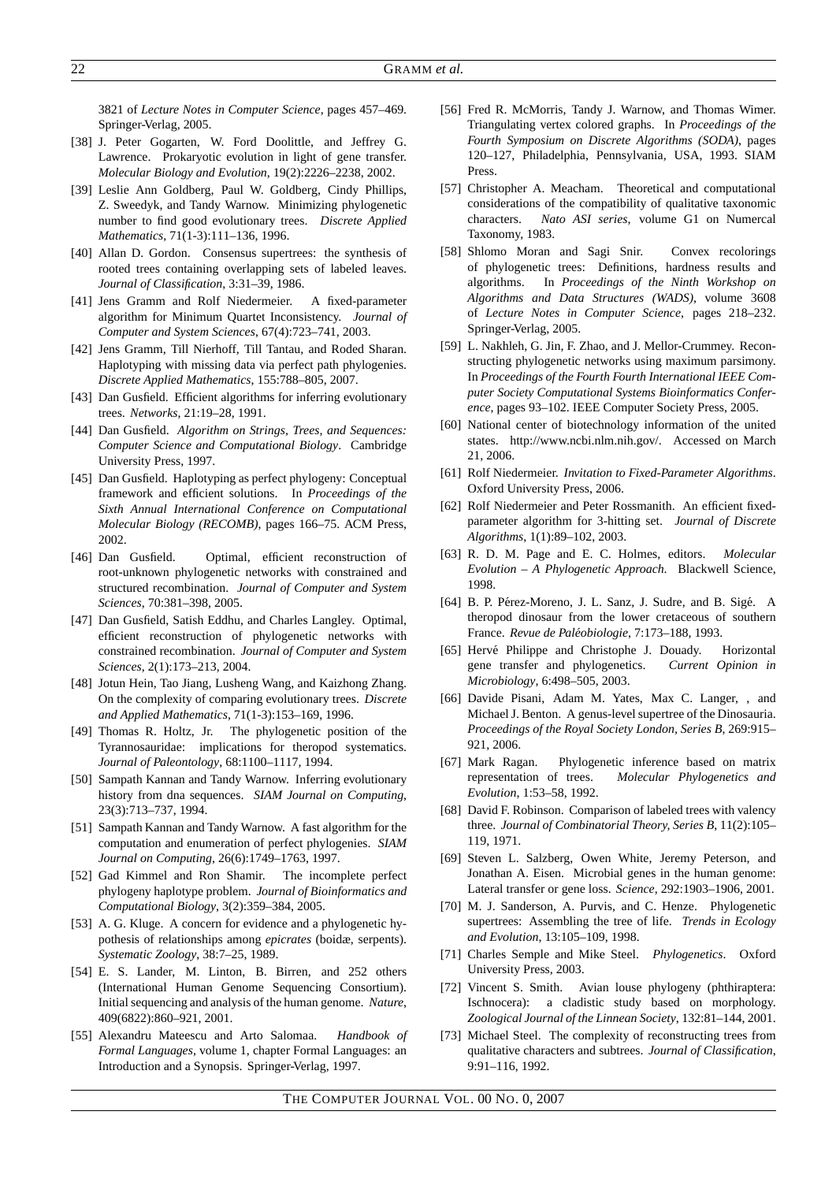3821 of *Lecture Notes in Computer Science*, pages 457–469. Springer-Verlag, 2005.

[38] J. Peter Gogarten, W. Ford Doolittle, and Jeffrey G. Lawrence. Prokaryotic evolution in light of gene transfer. *Molecular Biology and Evolution*, 19(2):2226–2238, 2002.

[39] Leslie Ann Goldberg, Paul W. Goldberg, Cindy Phillips, Z. Sweedyk, and Tandy Warnow. Minimizing phylogenetic number to find good evolutionary trees. *Discrete Applied Mathematics*, 71(1-3):111–136, 1996.

[40] Allan D. Gordon. Consensus supertrees: the synthesis of rooted trees containing overlapping sets of labeled leaves. *Journal of Classification*, 3:31–39, 1986.

[41] Jens Gramm and Rolf Niedermeier. A fixed-parameter algorithm for Minimum Quartet Inconsistency. *Journal of Computer and System Sciences*, 67(4):723–741, 2003.

[42] Jens Gramm, Till Nierhoff, Till Tantau, and Roded Sharan. Haplotyping with missing data via perfect path phylogenies. *Discrete Applied Mathematics*, 155:788–805, 2007.

[43] Dan Gusfield. Efficient algorithms for inferring evolutionary trees. *Networks*, 21:19–28, 1991.

[44] Dan Gusfield. *Algorithm on Strings, Trees, and Sequences: Computer Science and Computational Biology*. Cambridge University Press, 1997.

[45] Dan Gusfield. Haplotyping as perfect phylogeny: Conceptual framework and efficient solutions. In *Proceedings of the Sixth Annual International Conference on Computational Molecular Biology (RECOMB)*, pages 166–75. ACM Press, 2002.

[46] Dan Gusfield. Optimal, efficient reconstruction of root-unknown phylogenetic networks with constrained and structured recombination. *Journal of Computer and System Sciences*, 70:381–398, 2005.

[47] Dan Gusfield, Satish Eddhu, and Charles Langley. Optimal, efficient reconstruction of phylogenetic networks with constrained recombination. *Journal of Computer and System Sciences*, 2(1):173–213, 2004.

[48] Jotun Hein, Tao Jiang, Lusheng Wang, and Kaizhong Zhang. On the complexity of comparing evolutionary trees. *Discrete and Applied Mathematics*, 71(1-3):153–169, 1996.

[49] Thomas R. Holtz, Jr. The phylogenetic position of the Tyrannosauridae: implications for theropod systematics. *Journal of Paleontology*, 68:1100–1117, 1994.

[50] Sampath Kannan and Tandy Warnow. Inferring evolutionary history from dna sequences. *SIAM Journal on Computing*, 23(3):713–737, 1994.

[51] Sampath Kannan and Tandy Warnow. A fast algorithm for the computation and enumeration of perfect phylogenies. *SIAM Journal on Computing*, 26(6):1749–1763, 1997.

[52] Gad Kimmel and Ron Shamir. The incomplete perfect phylogeny haplotype problem. *Journal of Bioinformatics and Computational Biology*, 3(2):359–384, 2005.

[53] A. G. Kluge. A concern for evidence and a phylogenetic hypothesis of relationships among *epicrates* (boidæ, serpents). *Systematic Zoology*, 38:7–25, 1989.

[54] E. S. Lander, M. Linton, B. Birren, and 252 others (International Human Genome Sequencing Consortium). Initial sequencing and analysis of the human genome. *Nature*, 409(6822):860–921, 2001.

[55] Alexandru Mateescu and Arto Salomaa. *Handbook of Formal Languages*, volume 1, chapter Formal Languages: an Introduction and a Synopsis. Springer-Verlag, 1997.

[56] Fred R. McMorris, Tandy J. Warnow, and Thomas Wimer. Triangulating vertex colored graphs. In *Proceedings of the Fourth Symposium on Discrete Algorithms (SODA)*, pages 120–127, Philadelphia, Pennsylvania, USA, 1993. SIAM Press.

[57] Christopher A. Meacham. Theoretical and computational considerations of the compatibility of qualitative taxonomic characters. *Nato ASI series*, volume G1 on Numercal Taxonomy, 1983.

[58] Shlomo Moran and Sagi Snir. Convex recolorings of phylogenetic trees: Definitions, hardness results and algorithms. In *Proceedings of the Ninth Workshop on Algorithms and Data Structures (WADS)*, volume 3608 of *Lecture Notes in Computer Science*, pages 218–232. Springer-Verlag, 2005.

[59] L. Nakhleh, G. Jin, F. Zhao, and J. Mellor-Crummey. Reconstructing phylogenetic networks using maximum parsimony. In *Proceedings of the Fourth Fourth International IEEE Computer Society Computational Systems Bioinformatics Conference*, pages 93–102. IEEE Computer Society Press, 2005.

[60] National center of biotechnology information of the united states. http://www.ncbi.nlm.nih.gov/. Accessed on March 21, 2006.

[61] Rolf Niedermeier. *Invitation to Fixed-Parameter Algorithms*. Oxford University Press, 2006.

[62] Rolf Niedermeier and Peter Rossmanith. An efficient fixed-parameter algorithm for 3-hitting set. *Journal of Discrete Algorithms*, 1(1):89–102, 2003.

[63] R. D. M. Page and E. C. Holmes, editors. *Molecular Evolution – A Phylogenetic Approach.* Blackwell Science, 1998.

[64] B. P. Pérez-Moreno, J. L. Sanz, J. Sudre, and B. Sigé. A theropod dinosaur from the lower cretaceous of southern France. *Revue de Paléobiologie*, 7:173–188, 1993.

[65] Hervé Philippe and Christophe J. Douady. Horizontal gene transfer and phylogenetics. *Current Opinion in Microbiology*, 6:498–505, 2003.

[66] Davide Pisani, Adam M. Yates, Max C. Langer, , and Michael J. Benton. A genus-level supertree of the Dinosauria. *Proceedings of the Royal Society London, Series B*, 269:915–921, 2006.

[67] Mark Ragan. Phylogenetic inference based on matrix representation of trees. *Molecular Phylogenetics and Evolution*, 1:53–58, 1992.

[68] David F. Robinson. Comparison of labeled trees with valency three. *Journal of Combinatorial Theory, Series B*, 11(2):105–119, 1971.

[69] Steven L. Salzberg, Owen White, Jeremy Peterson, and Jonathan A. Eisen. Microbial genes in the human genome: Lateral transfer or gene loss. *Science*, 292:1903–1906, 2001.

[70] M. J. Sanderson, A. Purvis, and C. Henze. Phylogenetic supertrees: Assembling the tree of life. *Trends in Ecology and Evolution*, 13:105–109, 1998.

[71] Charles Semple and Mike Steel. *Phylogenetics*. Oxford University Press, 2003.

[72] Vincent S. Smith. Avian louse phylogeny (phthiraptera: Ischnocera): a cladistic study based on morphology. *Zoological Journal of the Linnean Society*, 132:81–144, 2001.

[73] Michael Steel. The complexity of reconstructing trees from qualitative characters and subtrees. *Journal of Classification*, 9:91–116, 1992.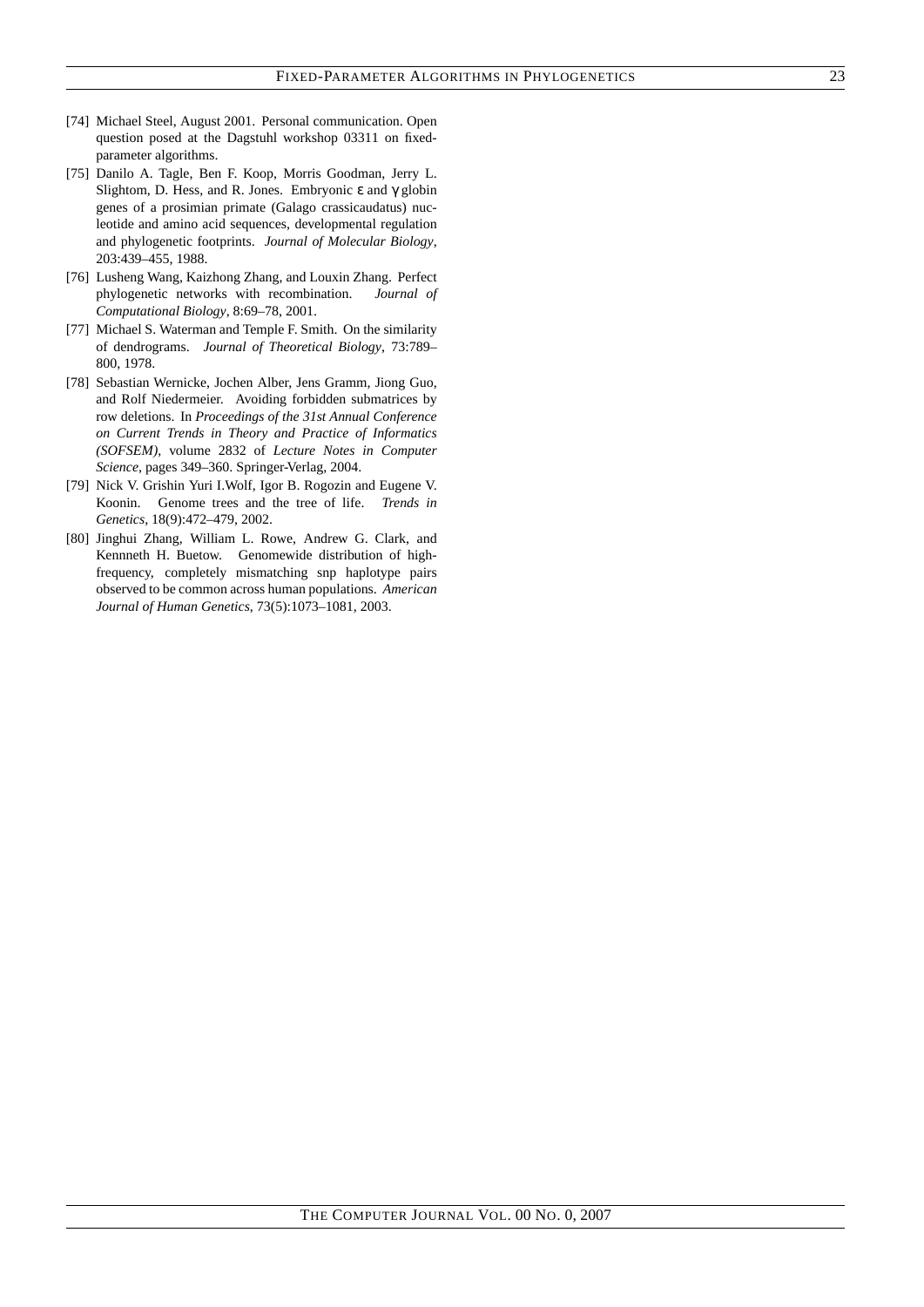[74] Michael Steel, August 2001. Personal communication. Open question posed at the Dagstuhl workshop 03311 on fixed-parameter algorithms.

[75] Danilo A. Tagle, Ben F. Koop, Morris Goodman, Jerry L. Slightom, D. Hess, and R. Jones. Embryonic $\epsilon$ and $\gamma$ globin genes of a prosimian primate (Galago crassicaudatus) nucleotide and amino acid sequences, developmental regulation and phylogenetic footprints. *Journal of Molecular Biology*, 203:439–455, 1988.

[76] Lusheng Wang, Kaizhong Zhang, and Louxin Zhang. Perfect phylogenetic networks with recombination. *Journal of Computational Biology*, 8:69–78, 2001.

[77] Michael S. Waterman and Temple F. Smith. On the similarity of dendrograms. *Journal of Theoretical Biology*, 73:789–800, 1978.

[78] Sebastian Wernicke, Jochen Alber, Jens Gramm, Jiong Guo, and Rolf Niedermeier. Avoiding forbidden submatrices by row deletions. In *Proceedings of the 31st Annual Conference on Current Trends in Theory and Practice of Informatics (SOFSEM)*, volume 2832 of *Lecture Notes in Computer Science*, pages 349–360. Springer-Verlag, 2004.

[79] Nick V. Grishin Yuri I.Wolf, Igor B. Rogozin and Eugene V. Koonin. Genome trees and the tree of life. *Trends in Genetics*, 18(9):472–479, 2002.

[80] Jinghui Zhang, William L. Rowe, Andrew G. Clark, and Kennneth H. Buetow. Genomewide distribution of high-frequency, completely mismatching snp haplotype pairs observed to be common across human populations. *American Journal of Human Genetics*, 73(5):1073–1081, 2003.